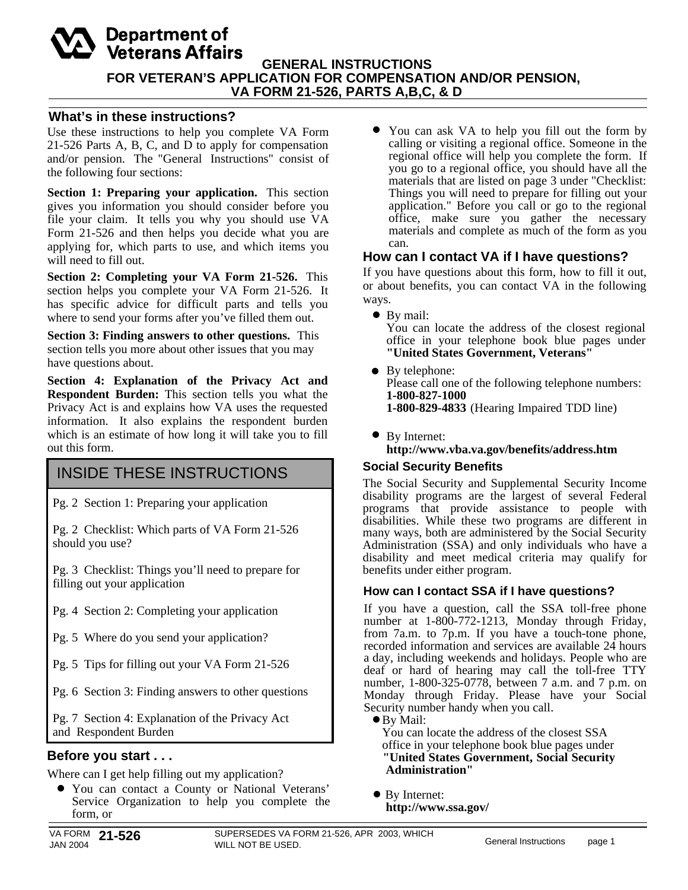# Department of Veterans Affairs

## GENERAL INSTRUCTIONS FOR VETERAN'S APPLICATION FOR COMPENSATION AND/OR PENSION, VA FORM 21-526, PARTS A,B,C, & D

### What's in these instructions?

Use these instructions to help you complete VA Form 21-526 Parts A, B, C, and D to apply for compensation and/or pension. The "General Instructions" consist of the following four sections:

**Section 1: Preparing your application.** This section gives you information you should consider before you file your claim. It tells you why you should use VA Form 21-526 and then helps you decide what you are applying for, which parts to use, and which items you will need to fill out.

**Section 2: Completing your VA Form 21-526.** This section helps you complete your VA Form 21-526. It has specific advice for difficult parts and tells you where to send your forms after you've filled them out.

**Section 3: Finding answers to other questions.** This section tells you more about other issues that you may have questions about.

**Section 4: Explanation of the Privacy Act and Respondent Burden:** This section tells you what the Privacy Act is and explains how VA uses the requested information. It also explains the respondent burden which is an estimate of how long it will take you to fill out this form.

| INSIDE THESE INSTRUCTIONS |
|---|
| Pg. 2 Section 1: Preparing your application |
| Pg. 2 Checklist: Which parts of VA Form 21-526 should you use? |
| Pg. 3 Checklist: Things you'll need to prepare for filling out your application |
| Pg. 4 Section 2: Completing your application |
| Pg. 5 Where do you send your application? |
| Pg. 5 Tips for filling out your VA Form 21-526 |
| Pg. 6 Section 3: Finding answers to other questions |
| Pg. 7 Section 4: Explanation of the Privacy Act and Respondent Burden |

### Before you start . . .

Where can I get help filling out my application?

- You can contact a County or National Veterans' Service Organization to help you complete the form, or
- You can ask VA to help you fill out the form by calling or visiting a regional office. Someone in the regional office will help you complete the form. If you go to a regional office, you should have all the materials that are listed on page 3 under "Checklist: Things you will need to prepare for filling out your application." Before you call or go to the regional office, make sure you gather the necessary materials and complete as much of the form as you can.

### How can I contact VA if I have questions?

If you have questions about this form, how to fill it out, or about benefits, you can contact VA in the following ways.

- By mail:
  You can locate the address of the closest regional office in your telephone book blue pages under **"United States Government, Veterans"**
- By telephone:
  Please call one of the following telephone numbers:
  **1-800-827-1000**
  **1-800-829-4833** (Hearing Impaired TDD line)
- By Internet:
  **http://www.vba.va.gov/benefits/address.htm**

### Social Security Benefits

The Social Security and Supplemental Security Income disability programs are the largest of several Federal programs that provide assistance to people with disabilities. While these two programs are different in many ways, both are administered by the Social Security Administration (SSA) and only individuals who have a disability and meet medical criteria may qualify for benefits under either program.

### How can I contact SSA if I have questions?

If you have a question, call the SSA toll-free phone number at 1-800-772-1213, Monday through Friday, from 7a.m. to 7p.m. If you have a touch-tone phone, recorded information and services are available 24 hours a day, including weekends and holidays. People who are deaf or hard of hearing may call the toll-free TTY number, 1-800-325-0778, between 7 a.m. and 7 p.m. on Monday through Friday. Please have your Social Security number handy when you call.

- By Mail:
  You can locate the address of the closest SSA office in your telephone book blue pages under **"United States Government, Social Security Administration"**
- By Internet:
  **http://www.ssa.gov/**

VA FORM **21-526** JAN 2004 SUPERSEDES VA FORM 21-526, APR 2003, WHICH WILL NOT BE USED.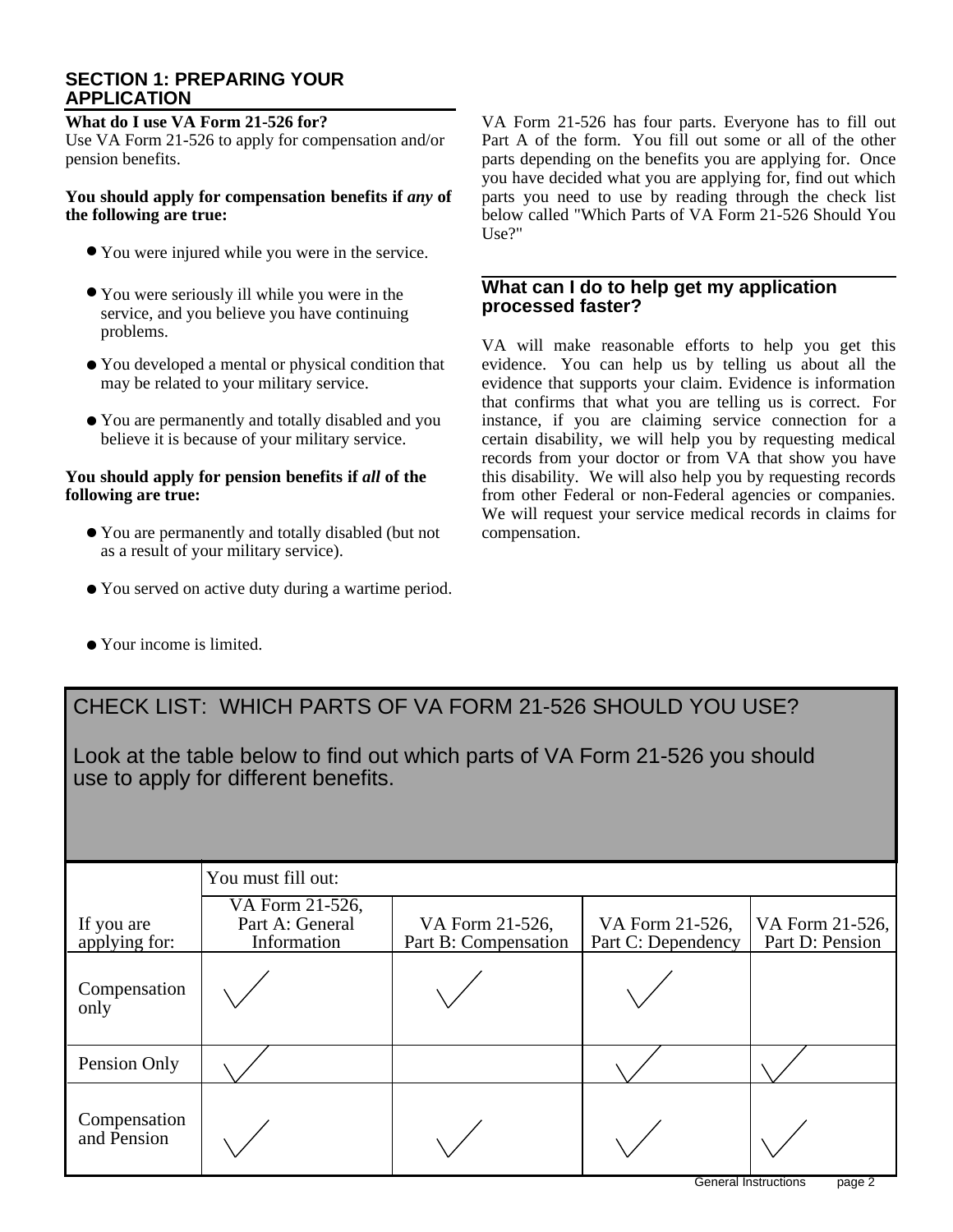## SECTION 1: PREPARING YOUR APPLICATION

**What do I use VA Form 21-526 for?**
Use VA Form 21-526 to apply for compensation and/or pension benefits.

**You should apply for compensation benefits if *any* of the following are true:**

- You were injured while you were in the service.
- You were seriously ill while you were in the service, and you believe you have continuing problems.
- You developed a mental or physical condition that may be related to your military service.
- You are permanently and totally disabled and you believe it is because of your military service.

**You should apply for pension benefits if *all* of the following are true:**

- You are permanently and totally disabled (but not as a result of your military service).
- You served on active duty during a wartime period.
- Your income is limited.

VA Form 21-526 has four parts. Everyone has to fill out Part A of the form. You fill out some or all of the other parts depending on the benefits you are applying for. Once you have decided what you are applying for, find out which parts you need to use by reading through the check list below called "Which Parts of VA Form 21-526 Should You Use?"

### What can I do to help get my application processed faster?

VA will make reasonable efforts to help you get this evidence. You can help us by telling us about all the evidence that supports your claim. Evidence is information that confirms that what you are telling us is correct. For instance, if you are claiming service connection for a certain disability, we will help you by requesting medical records from your doctor or from VA that show you have this disability. We will also help you by requesting records from other Federal or non-Federal agencies or companies. We will request your service medical records in claims for compensation.

### CHECK LIST: WHICH PARTS OF VA FORM 21-526 SHOULD YOU USE?

Look at the table below to find out which parts of VA Form 21-526 you should use to apply for different benefits.

| | You must fill out: | | | |
|---|---|---|---|---|
| If you are applying for: | VA Form 21-526, Part A: General Information | VA Form 21-526, Part B: Compensation | VA Form 21-526, Part C: Dependency | VA Form 21-526, Part D: Pension |
| Compensation only | ✓ | ✓ | ✓ | |
| Pension Only | ✓ | | ✓ | ✓ |
| Compensation and Pension | ✓ | ✓ | ✓ | ✓ |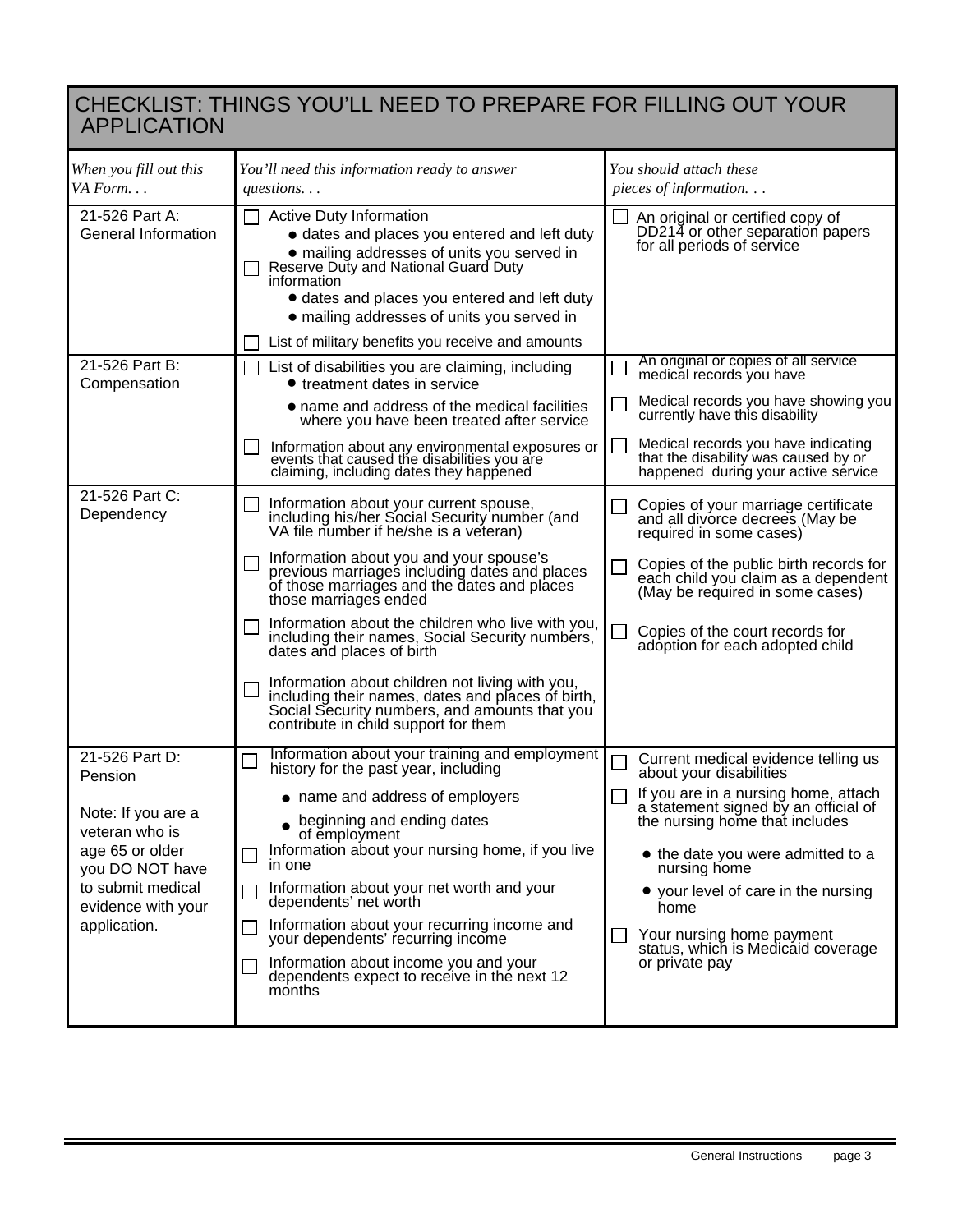# CHECKLIST: THINGS YOU'LL NEED TO PREPARE FOR FILLING OUT YOUR APPLICATION

| *When you fill out this VA Form. . .* | *You'll need this information ready to answer questions. . .* | *You should attach these pieces of information. . .* |
|---|---|---|
| 21-526 Part A: General Information | ☐ Active Duty Information<br>• dates and places you entered and left duty<br>• mailing addresses of units you served in<br>☐ Reserve Duty and National Guard Duty information<br>• dates and places you entered and left duty<br>• mailing addresses of units you served in<br>☐ List of military benefits you receive and amounts | ☐ An original or certified copy of DD214 or other separation papers for all periods of service |
| 21-526 Part B: Compensation | ☐ List of disabilities you are claiming, including<br>• treatment dates in service<br>• name and address of the medical facilities where you have been treated after service<br>☐ Information about any environmental exposures or events that caused the disabilities you are claiming, including dates they happened | ☐ An original or copies of all service medical records you have<br>☐ Medical records you have showing you currently have this disability<br>☐ Medical records you have indicating that the disability was caused by or happened during your active service |
| 21-526 Part C: Dependency | ☐ Information about your current spouse, including his/her Social Security number (and VA file number if he/she is a veteran)<br>☐ Information about you and your spouse's previous marriages including dates and places of those marriages and the dates and places those marriages ended<br>☐ Information about the children who live with you, including their names, Social Security numbers, dates and places of birth<br>☐ Information about children not living with you, including their names, dates and places of birth, Social Security numbers, and amounts that you contribute in child support for them | ☐ Copies of your marriage certificate and all divorce decrees (May be required in some cases)<br>☐ Copies of the public birth records for each child you claim as a dependent (May be required in some cases)<br>☐ Copies of the court records for adoption for each adopted child |
| 21-526 Part D: Pension<br><br>Note: If you are a veteran who is age 65 or older you DO NOT have to submit medical evidence with your application. | ☐ Information about your training and employment history for the past year, including<br>• name and address of employers<br>• beginning and ending dates of employment<br>☐ Information about your nursing home, if you live in one<br>☐ Information about your net worth and your dependents' net worth<br>☐ Information about your recurring income and your dependents' recurring income<br>☐ Information about income you and your dependents expect to receive in the next 12 months | ☐ Current medical evidence telling us about your disabilities<br>☐ If you are in a nursing home, attach a statement signed by an official of the nursing home that includes<br>• the date you were admitted to a nursing home<br>• your level of care in the nursing home<br>☐ Your nursing home payment status, which is Medicaid coverage or private pay |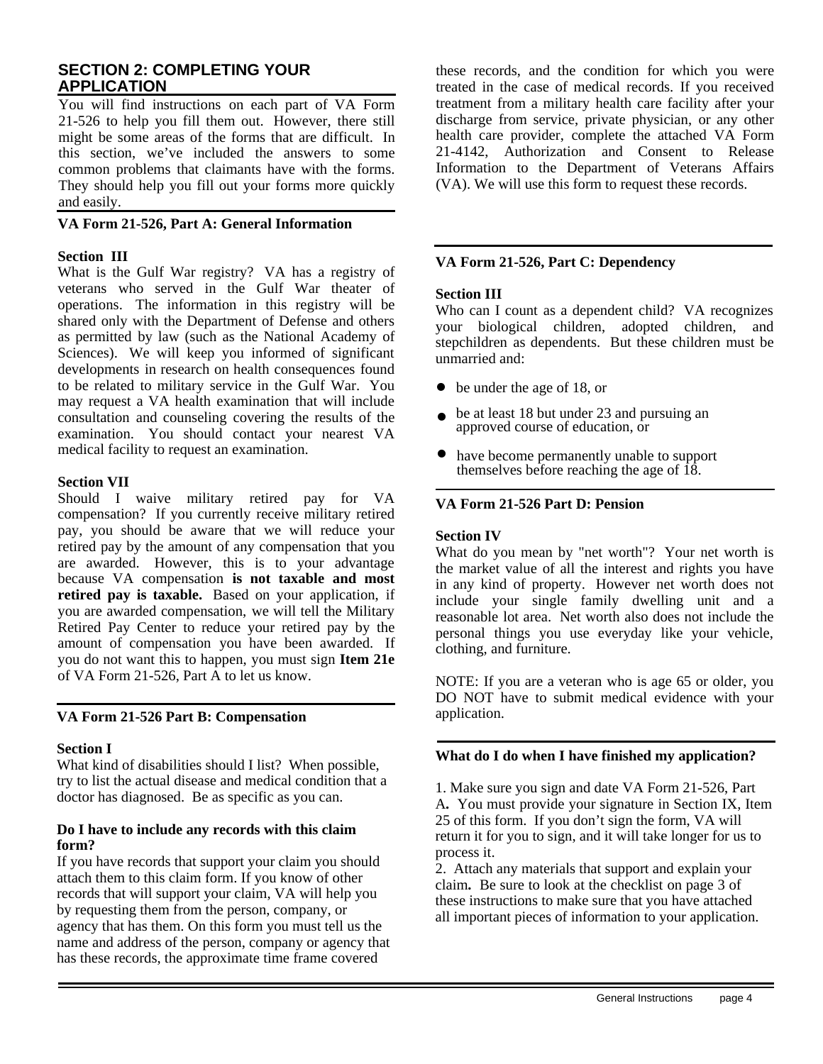## SECTION 2: COMPLETING YOUR APPLICATION

You will find instructions on each part of VA Form 21-526 to help you fill them out. However, there still might be some areas of the forms that are difficult. In this section, we've included the answers to some common problems that claimants have with the forms. They should help you fill out your forms more quickly and easily.

### VA Form 21-526, Part A: General Information

**Section III**

What is the Gulf War registry? VA has a registry of veterans who served in the Gulf War theater of operations. The information in this registry will be shared only with the Department of Defense and others as permitted by law (such as the National Academy of Sciences). We will keep you informed of significant developments in research on health consequences found to be related to military service in the Gulf War. You may request a VA health examination that will include consultation and counseling covering the results of the examination. You should contact your nearest VA medical facility to request an examination.

**Section VII**

Should I waive military retired pay for VA compensation? If you currently receive military retired pay, you should be aware that we will reduce your retired pay by the amount of any compensation that you are awarded. However, this is to your advantage because VA compensation **is not taxable and most retired pay is taxable.** Based on your application, if you are awarded compensation, we will tell the Military Retired Pay Center to reduce your retired pay by the amount of compensation you have been awarded. If you do not want this to happen, you must sign **Item 21e** of VA Form 21-526, Part A to let us know.

### VA Form 21-526 Part B: Compensation

**Section I**

What kind of disabilities should I list? When possible, try to list the actual disease and medical condition that a doctor has diagnosed. Be as specific as you can.

**Do I have to include any records with this claim form?**

If you have records that support your claim you should attach them to this claim form. If you know of other records that will support your claim, VA will help you by requesting them from the person, company, or agency that has them. On this form you must tell us the name and address of the person, company or agency that has these records, the approximate time frame covered these records, and the condition for which you were treated in the case of medical records. If you received treatment from a military health care facility after your discharge from service, private physician, or any other health care provider, complete the attached VA Form 21-4142, Authorization and Consent to Release Information to the Department of Veterans Affairs (VA). We will use this form to request these records.

### VA Form 21-526, Part C: Dependency

**Section III**

Who can I count as a dependent child? VA recognizes your biological children, adopted children, and stepchildren as dependents. But these children must be unmarried and:

- be under the age of 18, or
- be at least 18 but under 23 and pursuing an approved course of education, or
- have become permanently unable to support themselves before reaching the age of 18.

### VA Form 21-526 Part D: Pension

**Section IV**

What do you mean by "net worth"? Your net worth is the market value of all the interest and rights you have in any kind of property. However net worth does not include your single family dwelling unit and a reasonable lot area. Net worth also does not include the personal things you use everyday like your vehicle, clothing, and furniture.

NOTE: If you are a veteran who is age 65 or older, you DO NOT have to submit medical evidence with your application.

### What do I do when I have finished my application?

1. Make sure you sign and date VA Form 21-526, Part A**.** You must provide your signature in Section IX, Item 25 of this form. If you don't sign the form, VA will return it for you to sign, and it will take longer for us to process it.
2. Attach any materials that support and explain your claim**.** Be sure to look at the checklist on page 3 of these instructions to make sure that you have attached all important pieces of information to your application.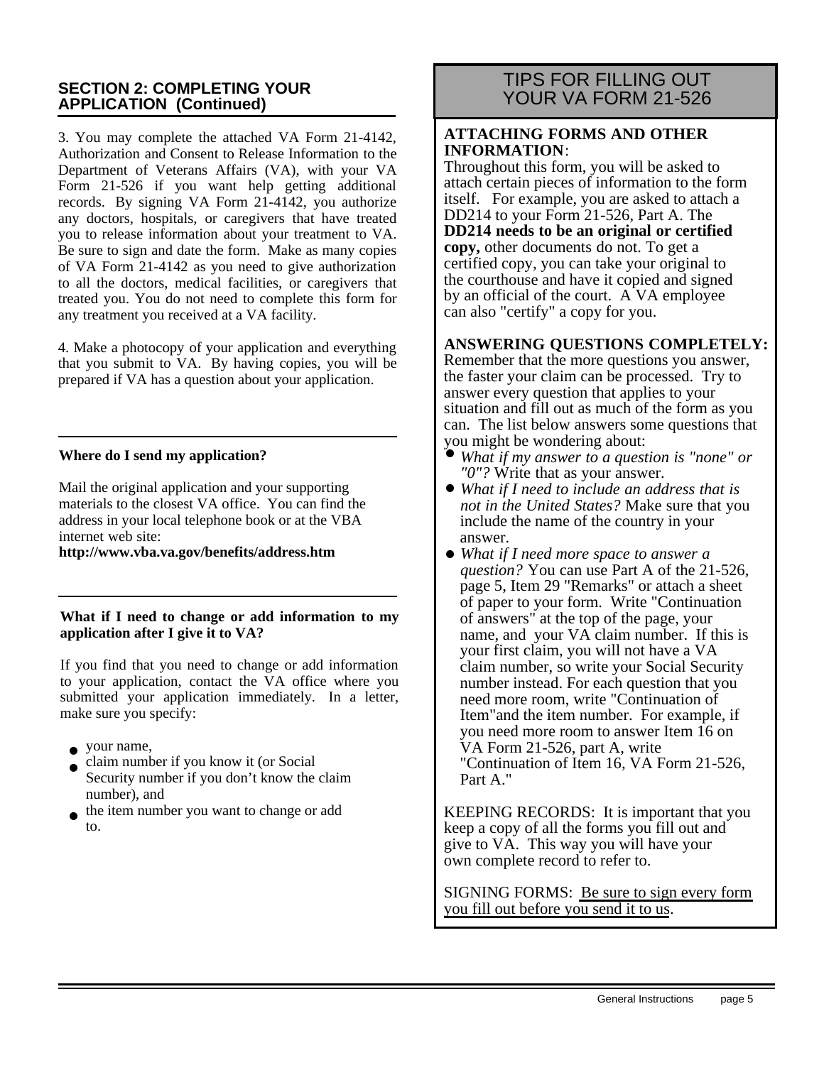## SECTION 2: COMPLETING YOUR APPLICATION (Continued)

3. You may complete the attached VA Form 21-4142, Authorization and Consent to Release Information to the Department of Veterans Affairs (VA), with your VA Form 21-526 if you want help getting additional records. By signing VA Form 21-4142, you authorize any doctors, hospitals, or caregivers that have treated you to release information about your treatment to VA. Be sure to sign and date the form. Make as many copies of VA Form 21-4142 as you need to give authorization to all the doctors, medical facilities, or caregivers that treated you. You do not need to complete this form for any treatment you received at a VA facility.

4. Make a photocopy of your application and everything that you submit to VA. By having copies, you will be prepared if VA has a question about your application.

**Where do I send my application?**

Mail the original application and your supporting materials to the closest VA office. You can find the address in your local telephone book or at the VBA internet web site:
**http://www.vba.va.gov/benefits/address.htm**

**What if I need to change or add information to my application after I give it to VA?**

If you find that you need to change or add information to your application, contact the VA office where you submitted your application immediately. In a letter, make sure you specify:

- your name,
- claim number if you know it (or Social Security number if you don't know the claim number), and
- the item number you want to change or add to.

## TIPS FOR FILLING OUT YOUR VA FORM 21-526

**ATTACHING FORMS AND OTHER INFORMATION**:
Throughout this form, you will be asked to attach certain pieces of information to the form itself. For example, you are asked to attach a DD214 to your Form 21-526, Part A. The **DD214 needs to be an original or certified copy,** other documents do not. To get a certified copy, you can take your original to the courthouse and have it copied and signed by an official of the court. A VA employee can also "certify" a copy for you.

**ANSWERING QUESTIONS COMPLETELY:**
Remember that the more questions you answer, the faster your claim can be processed. Try to answer every question that applies to your situation and fill out as much of the form as you can. The list below answers some questions that you might be wondering about:

- *What if my answer to a question is "none" or "0"?* Write that as your answer.
- *What if I need to include an address that is not in the United States?* Make sure that you include the name of the country in your answer.
- *What if I need more space to answer a question?* You can use Part A of the 21-526, page 5, Item 29 "Remarks" or attach a sheet of paper to your form. Write "Continuation of answers" at the top of the page, your name, and your VA claim number. If this is your first claim, you will not have a VA claim number, so write your Social Security number instead. For each question that you need more room, write "Continuation of Item"and the item number. For example, if you need more room to answer Item 16 on VA Form 21-526, part A, write "Continuation of Item 16, VA Form 21-526, Part A."

KEEPING RECORDS: It is important that you keep a copy of all the forms you fill out and give to VA. This way you will have your own complete record to refer to.

SIGNING FORMS: <u>Be sure to sign every form you fill out before you send it to us</u>.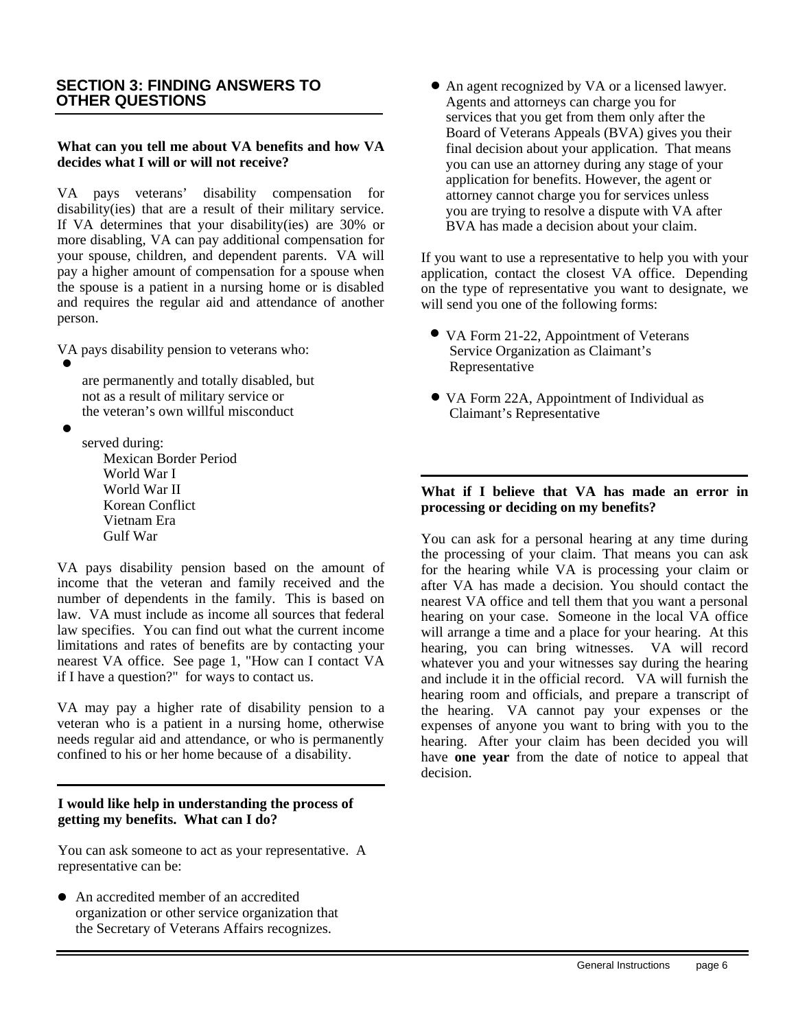## SECTION 3: FINDING ANSWERS TO OTHER QUESTIONS

**What can you tell me about VA benefits and how VA decides what I will or will not receive?**

VA pays veterans' disability compensation for disability(ies) that are a result of their military service. If VA determines that your disability(ies) are 30% or more disabling, VA can pay additional compensation for your spouse, children, and dependent parents. VA will pay a higher amount of compensation for a spouse when the spouse is a patient in a nursing home or is disabled and requires the regular aid and attendance of another person.

VA pays disability pension to veterans who:

- are permanently and totally disabled, but not as a result of military service or the veteran's own willful misconduct
- served during:
  - Mexican Border Period
  - World War I
  - World War II
  - Korean Conflict
  - Vietnam Era
  - Gulf War

VA pays disability pension based on the amount of income that the veteran and family received and the number of dependents in the family. This is based on law. VA must include as income all sources that federal law specifies. You can find out what the current income limitations and rates of benefits are by contacting your nearest VA office. See page 1, "How can I contact VA if I have a question?" for ways to contact us.

VA may pay a higher rate of disability pension to a veteran who is a patient in a nursing home, otherwise needs regular aid and attendance, or who is permanently confined to his or her home because of a disability.

**I would like help in understanding the process of getting my benefits. What can I do?**

You can ask someone to act as your representative. A representative can be:

- An accredited member of an accredited organization or other service organization that the Secretary of Veterans Affairs recognizes.
- An agent recognized by VA or a licensed lawyer. Agents and attorneys can charge you for services that you get from them only after the Board of Veterans Appeals (BVA) gives you their final decision about your application. That means you can use an attorney during any stage of your application for benefits. However, the agent or attorney cannot charge you for services unless you are trying to resolve a dispute with VA after BVA has made a decision about your claim.

If you want to use a representative to help you with your application, contact the closest VA office. Depending on the type of representative you want to designate, we will send you one of the following forms:

- VA Form 21-22, Appointment of Veterans Service Organization as Claimant's Representative
- VA Form 22A, Appointment of Individual as Claimant's Representative

**What if I believe that VA has made an error in processing or deciding on my benefits?**

You can ask for a personal hearing at any time during the processing of your claim. That means you can ask for the hearing while VA is processing your claim or after VA has made a decision. You should contact the nearest VA office and tell them that you want a personal hearing on your case. Someone in the local VA office will arrange a time and a place for your hearing. At this hearing, you can bring witnesses. VA will record whatever you and your witnesses say during the hearing and include it in the official record. VA will furnish the hearing room and officials, and prepare a transcript of the hearing. VA cannot pay your expenses or the expenses of anyone you want to bring with you to the hearing. After your claim has been decided you will have **one year** from the date of notice to appeal that decision.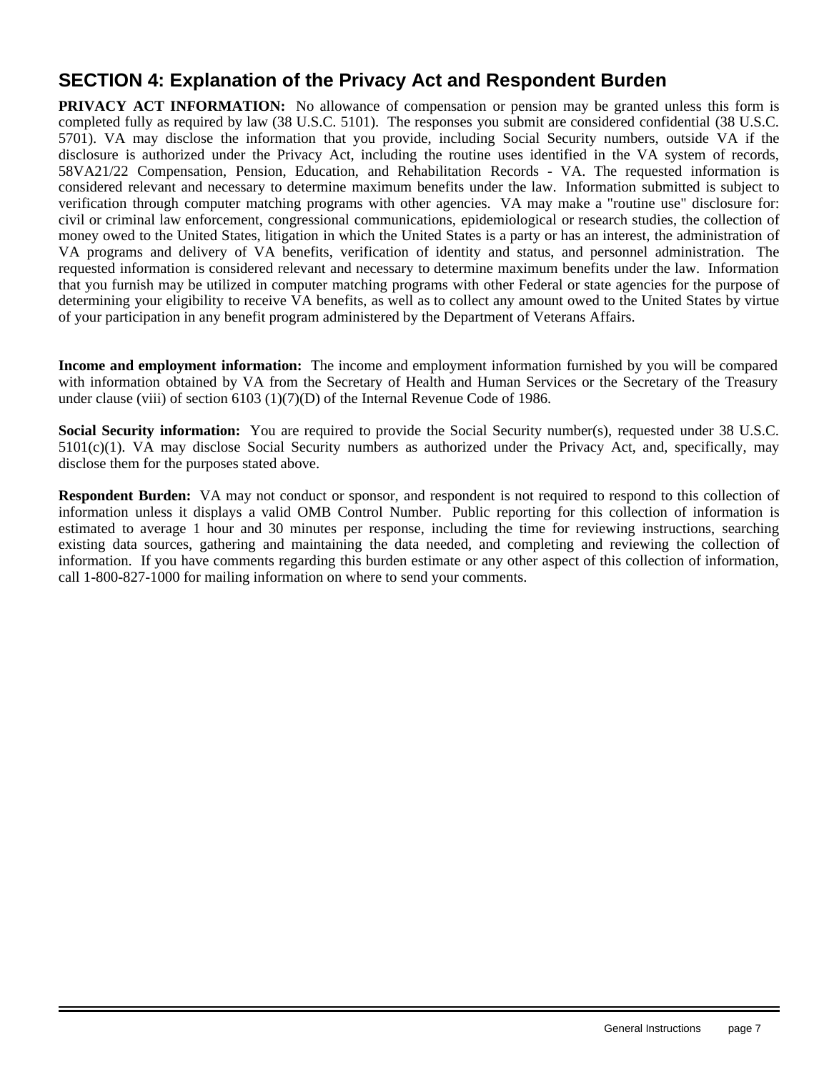## SECTION 4: Explanation of the Privacy Act and Respondent Burden

**PRIVACY ACT INFORMATION:** No allowance of compensation or pension may be granted unless this form is completed fully as required by law (38 U.S.C. 5101). The responses you submit are considered confidential (38 U.S.C. 5701). VA may disclose the information that you provide, including Social Security numbers, outside VA if the disclosure is authorized under the Privacy Act, including the routine uses identified in the VA system of records, 58VA21/22 Compensation, Pension, Education, and Rehabilitation Records - VA. The requested information is considered relevant and necessary to determine maximum benefits under the law. Information submitted is subject to verification through computer matching programs with other agencies. VA may make a "routine use" disclosure for: civil or criminal law enforcement, congressional communications, epidemiological or research studies, the collection of money owed to the United States, litigation in which the United States is a party or has an interest, the administration of VA programs and delivery of VA benefits, verification of identity and status, and personnel administration. The requested information is considered relevant and necessary to determine maximum benefits under the law. Information that you furnish may be utilized in computer matching programs with other Federal or state agencies for the purpose of determining your eligibility to receive VA benefits, as well as to collect any amount owed to the United States by virtue of your participation in any benefit program administered by the Department of Veterans Affairs.

**Income and employment information:** The income and employment information furnished by you will be compared with information obtained by VA from the Secretary of Health and Human Services or the Secretary of the Treasury under clause (viii) of section 6103 (1)(7)(D) of the Internal Revenue Code of 1986.

**Social Security information:** You are required to provide the Social Security number(s), requested under 38 U.S.C. 5101(c)(1). VA may disclose Social Security numbers as authorized under the Privacy Act, and, specifically, may disclose them for the purposes stated above.

**Respondent Burden:** VA may not conduct or sponsor, and respondent is not required to respond to this collection of information unless it displays a valid OMB Control Number. Public reporting for this collection of information is estimated to average 1 hour and 30 minutes per response, including the time for reviewing instructions, searching existing data sources, gathering and maintaining the data needed, and completing and reviewing the collection of information. If you have comments regarding this burden estimate or any other aspect of this collection of information, call 1-800-827-1000 for mailing information on where to send your comments.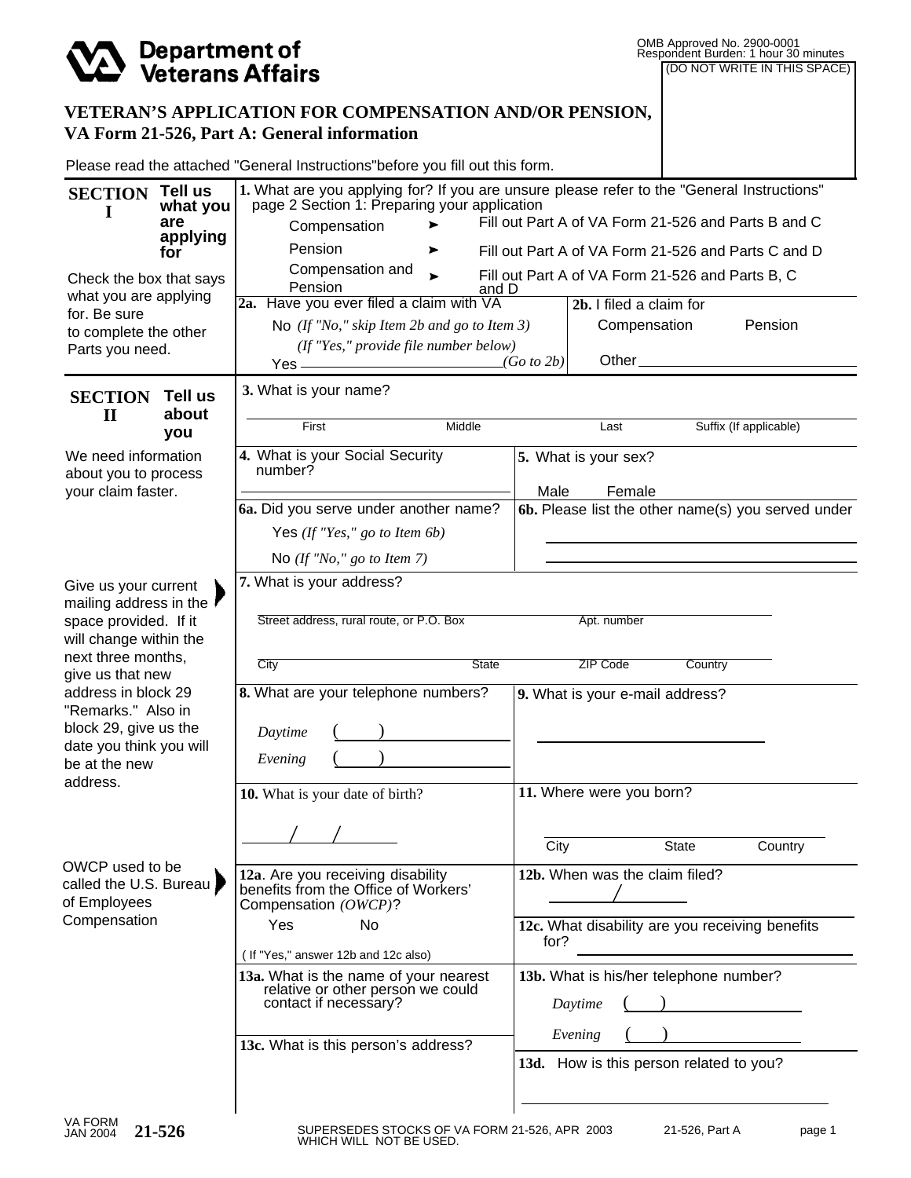**Department of Veterans Affairs**

OMB Approved No. 2900-0001
Respondent Burden: 1 hour 30 minutes

(DO NOT WRITE IN THIS SPACE)

# VETERAN'S APPLICATION FOR COMPENSATION AND/OR PENSION, VA Form 21-526, Part A: General information

Please read the attached "General Instructions"before you fill out this form.

## SECTION I — Tell us what you are applying for

Check the box that says what you are applying for. Be sure to complete the other Parts you need.

**1.** What are you applying for? If you are unsure please refer to the "General Instructions" page 2 Section 1: Preparing your application

- Compensation ➤ Fill out Part A of VA Form 21-526 and Parts B and C
- Pension ➤ Fill out Part A of VA Form 21-526 and Parts C and D
- Compensation and Pension ➤ Fill out Part A of VA Form 21-526 and Parts B, C and D

**2a.** Have you ever filed a claim with VA

No *(If "No," skip Item 2b and go to Item 3)*

*(If "Yes," provide file number below)*

Yes ______________ *(Go to 2b)*

**2b.** I filed a claim for

Compensation　Pension

Other ______________

## SECTION II — Tell us about you

We need information about you to process your claim faster.

**3.** What is your name?

First　Middle　Last　Suffix (If applicable)

**4.** What is your Social Security number?

**5.** What is your sex?

Male　Female

**6a.** Did you serve under another name?

Yes *(If "Yes," go to Item 6b)*

No *(If "No," go to Item 7)*

**6b.** Please list the other name(s) you served under

Give us your current mailing address in the space provided. If it will change within the next three months, give us that new address in block 29 "Remarks." Also in block 29, give us the date you think you will be at the new address.

**7.** What is your address?

Street address, rural route, or P.O. Box　Apt. number

City　State　ZIP Code　Country

**8.** What are your telephone numbers?

*Daytime* (　　)

*Evening* (　　)

**9.** What is your e-mail address?

**10.** What is your date of birth?

___ / ___ / ___

**11.** Where were you born?

City　State　Country

OWCP used to be called the U.S. Bureau of Employees Compensation

**12a**. Are you receiving disability benefits from the Office of Workers' Compensation *(OWCP)*?

Yes　No

( If "Yes," answer 12b and 12c also)

**12b.** When was the claim filed?

___ / ___

**12c.** What disability are you receiving benefits for?

**13a.** What is the name of your nearest relative or other person we could contact if necessary?

**13b.** What is his/her telephone number?

*Daytime* (　　)

*Evening* (　　)

**13c.** What is this person's address?

**13d.** How is this person related to you?

VA FORM JAN 2004 **21-526**　SUPERSEDES STOCKS OF VA FORM 21-526, APR 2003 WHICH WILL NOT BE USED.　21-526, Part A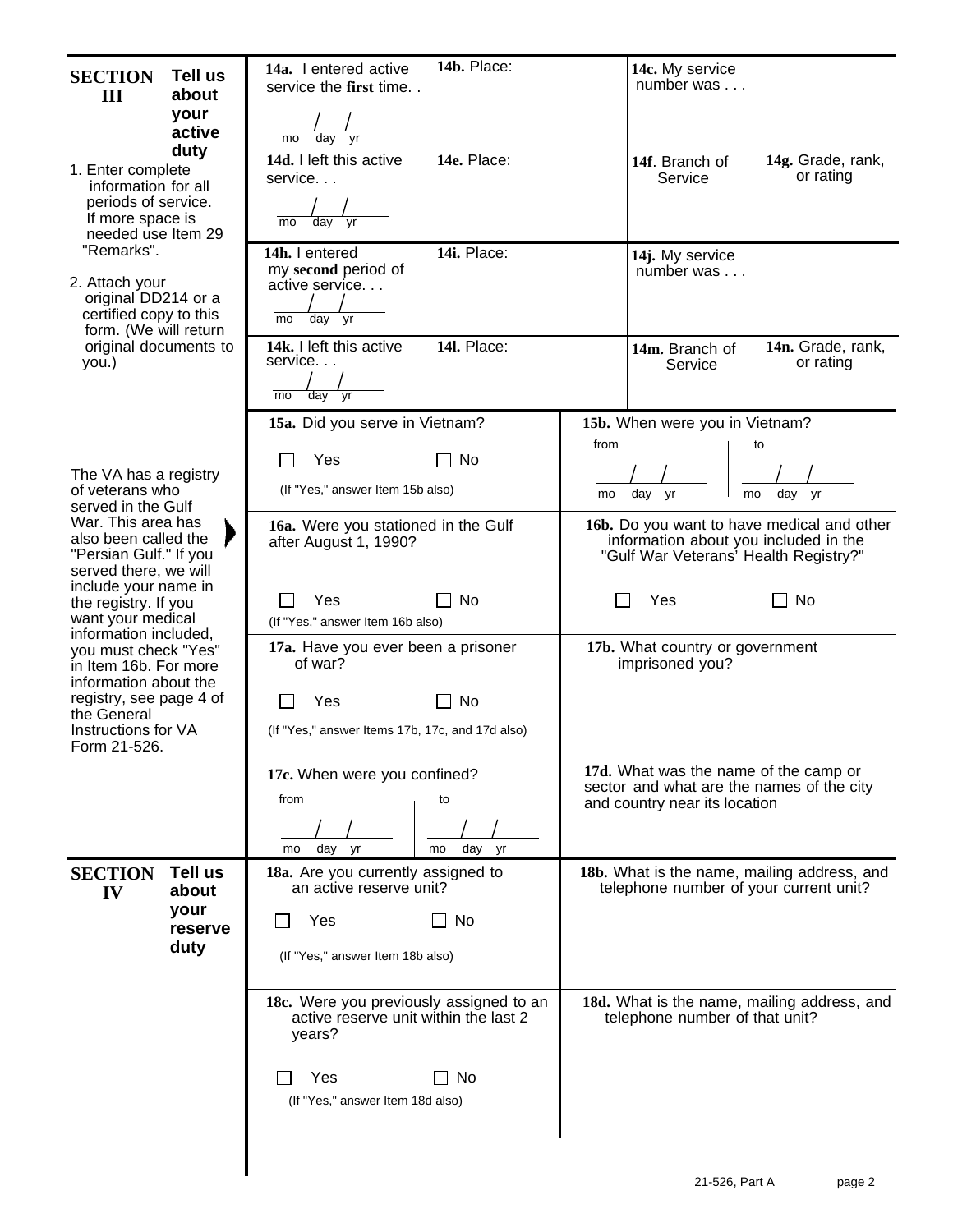## SECTION III Tell us about your active duty

1. Enter complete information for all periods of service. If more space is needed use Item 29 "Remarks".

2. Attach your original DD214 or a certified copy to this form. (We will return original documents to you.)

| | | | |
|---|---|---|---|
| **14a.** I entered active service the **first** time. . . ___/___/___ mo day yr | **14b.** Place: | **14c.** My service number was . . . | |
| **14d.** I left this active service. . . ___/___/___ mo day yr | **14e.** Place: | **14f**. Branch of Service | **14g.** Grade, rank, or rating |
| **14h.** I entered my **second** period of active service. . . ___/___/___ mo day yr | **14i.** Place: | **14j.** My service number was . . . | |
| **14k.** I left this active service. . . ___/___/___ mo day yr | **14l.** Place: | **14m.** Branch of Service | **14n.** Grade, rank, or rating |

The VA has a registry of veterans who served in the Gulf War. This area has also been called the "Persian Gulf." If you served there, we will include your name in the registry. If you want your medical information included, you must check "Yes" in Item 16b. For more information about the registry, see page 4 of the General Instructions for VA Form 21-526.

**15a.** Did you serve in Vietnam?

☐ Yes ☐ No

(If "Yes," answer Item 15b also)

**15b.** When were you in Vietnam?

from ___/___/___ mo day yr to ___/___/___ mo day yr

**16a.** Were you stationed in the Gulf after August 1, 1990?

☐ Yes ☐ No

(If "Yes," answer Item 16b also)

**16b.** Do you want to have medical and other information about you included in the "Gulf War Veterans' Health Registry?"

☐ Yes ☐ No

**17a.** Have you ever been a prisoner of war?

☐ Yes ☐ No

(If "Yes," answer Items 17b, 17c, and 17d also)

**17b.** What country or government imprisoned you?

**17c.** When were you confined?

from ___/___/___ mo day yr to ___/___/___ mo day yr

**17d.** What was the name of the camp or sector and what are the names of the city and country near its location

## SECTION IV Tell us about your reserve duty

**18a.** Are you currently assigned to an active reserve unit?

☐ Yes ☐ No

(If "Yes," answer Item 18b also)

**18b.** What is the name, mailing address, and telephone number of your current unit?

**18c.** Were you previously assigned to an active reserve unit within the last 2 years?

☐ Yes ☐ No

(If "Yes," answer Item 18d also)

**18d.** What is the name, mailing address, and telephone number of that unit?

21-526, Part A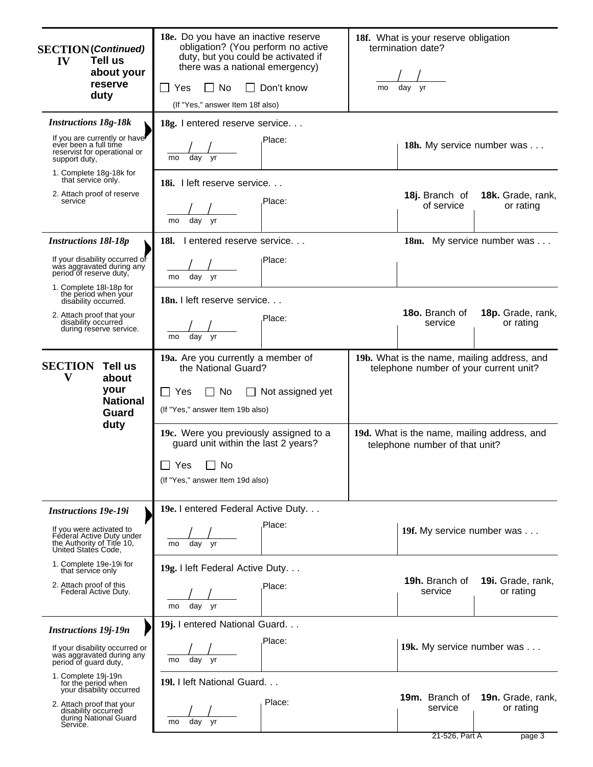## SECTION IV (Continued) Tell us about your reserve duty

**18e.** Do you have an inactive reserve obligation? (You perform no active duty, but you could be activated if there was a national emergency)

☐ Yes ☐ No ☐ Don't know

(If "Yes," answer Item 18f also)

**18f.** What is your reserve obligation termination date?

\_\_\_/\_\_\_/\_\_\_ mo day yr

***Instructions 18g-18k***

If you are currently or have ever been a full time reservist for operational or support duty,

1. Complete 18g-18k for that service only.
2. Attach proof of reserve service

**18g.** I entered reserve service. . .

\_\_\_/\_\_\_/\_\_\_ mo day yr

Place:

**18h.** My service number was . . .

**18i.** I left reserve service. . .

\_\_\_/\_\_\_/\_\_\_ mo day yr

Place:

**18j.** Branch of of service

**18k.** Grade, rank, or rating

***Instructions 18l-18p***

If your disability occurred or was aggravated during any period of reserve duty,

1. Complete 18l-18p for the period when your disability occurred.
2. Attach proof that your disability occurred during reserve service.

**18l.** I entered reserve service. . .

\_\_\_/\_\_\_/\_\_\_ mo day yr

Place:

**18m.** My service number was . . .

**18n.** I left reserve service. . .

\_\_\_/\_\_\_/\_\_\_ mo day yr

Place:

**18o.** Branch of service

**18p.** Grade, rank, or rating

## SECTION V Tell us about your National Guard duty

**19a.** Are you currently a member of the National Guard?

☐ Yes ☐ No ☐ Not assigned yet

(If "Yes," answer Item 19b also)

**19b.** What is the name, mailing address, and telephone number of your current unit?

**19c.** Were you previously assigned to a guard unit within the last 2 years?

☐ Yes ☐ No

(If "Yes," answer Item 19d also)

**19d.** What is the name, mailing address, and telephone number of that unit?

***Instructions 19e-19i***

If you were activated to Federal Active Duty under the Authority of Title 10, United States Code,

1. Complete 19e-19i for that service only
2. Attach proof of this Federal Active Duty.

**19e.** I entered Federal Active Duty. . .

\_\_\_/\_\_\_/\_\_\_ mo day yr

Place:

**19f.** My service number was . . .

**19g.** I left Federal Active Duty. . .

\_\_\_/\_\_\_/\_\_\_ mo day yr

Place:

**19h.** Branch of service

**19i.** Grade, rank, or rating

***Instructions 19j-19n***

If your disability occurred or was aggravated during any period of guard duty,

1. Complete 19j-19n for the period when your disability occurred
2. Attach proof that your disability occurred during National Guard Service.

**19j.** I entered National Guard. . .

\_\_\_/\_\_\_/\_\_\_ mo day yr

Place:

**19k.** My service number was . . .

**19l.** I left National Guard. . .

\_\_\_/\_\_\_/\_\_\_ mo day yr

Place:

**19m.** Branch of service

**19n.** Grade, rank, or rating

21-526, Part A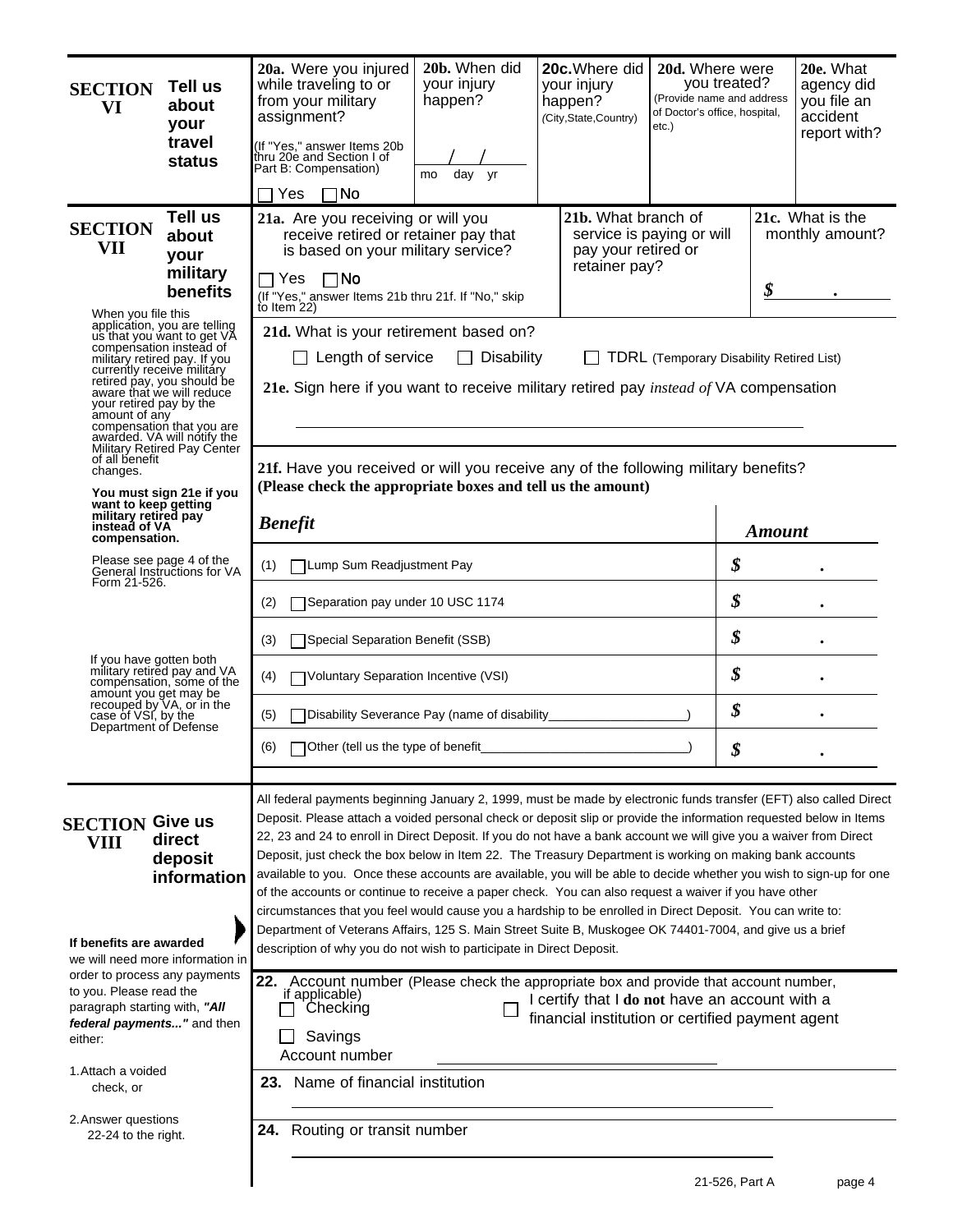## SECTION VI — Tell us about your travel status

| 20a. Were you injured while traveling to or from your military assignment? (If "Yes," answer Items 20b thru 20e and Section I of Part B: Compensation) | 20b. When did your injury happen? | 20c. Where did your injury happen? (City,State,Country) | 20d. Where were you treated? (Provide name and address of Doctor's office, hospital, etc.) | 20e. What agency did you file an accident report with? |
|---|---|---|---|---|
| ☐ Yes ☐ No | ___ / ___ / ___ mo day yr | | | |

## SECTION VII — Tell us about your military benefits

When you file this application, you are telling us that you want to get VA compensation instead of military retired pay. If you currently receive military retired pay, you should be aware that we will reduce your retired pay by the amount of any compensation that you are awarded. VA will notify the Military Retired Pay Center of all benefit changes.

**You must sign 21e if you want to keep getting military retired pay instead of VA compensation.**

Please see page 4 of the General Instructions for VA Form 21-526.

If you have gotten both military retired pay and VA compensation, some of the amount you get may be recouped by VA, or in the case of VSI, by the Department of Defense

**21a.** Are you receiving or will you receive retired or retainer pay that is based on your military service?

☐ Yes ☐ No

(If "Yes," answer Items 21b thru 21f. If "No," skip to Item 22)

**21b.** What branch of service is paying or will pay your retired or retainer pay?

**21c.** What is the monthly amount?

$ ______ . ______

**21d.** What is your retirement based on?

☐ Length of service ☐ Disability ☐ TDRL (Temporary Disability Retired List)

**21e.** Sign here if you want to receive military retired pay *instead of* VA compensation

______________________________________________

**21f.** Have you received or will you receive any of the following military benefits?
**(Please check the appropriate boxes and tell us the amount)**

| *Benefit* | *Amount* |
|---|---|
| (1) ☐ Lump Sum Readjustment Pay | $ . |
| (2) ☐ Separation pay under 10 USC 1174 | $ . |
| (3) ☐ Special Separation Benefit (SSB) | $ . |
| (4) ☐ Voluntary Separation Incentive (VSI) | $ . |
| (5) ☐ Disability Severance Pay (name of disability__________________) | $ . |
| (6) ☐ Other (tell us the type of benefit___________________________) | $ . |

## SECTION VIII — Give us direct deposit information

**If benefits are awarded** we will need more information in order to process any payments to you. Please read the paragraph starting with, ***"All federal payments..."*** and then either:

1. Attach a voided check, or
2. Answer questions 22-24 to the right.

All federal payments beginning January 2, 1999, must be made by electronic funds transfer (EFT) also called Direct Deposit. Please attach a voided personal check or deposit slip or provide the information requested below in Items 22, 23 and 24 to enroll in Direct Deposit. If you do not have a bank account we will give you a waiver from Direct Deposit, just check the box below in Item 22. The Treasury Department is working on making bank accounts available to you. Once these accounts are available, you will be able to decide whether you wish to sign-up for one of the accounts or continue to receive a paper check. You can also request a waiver if you have other circumstances that you feel would cause you a hardship to be enrolled in Direct Deposit. You can write to: Department of Veterans Affairs, 125 S. Main Street Suite B, Muskogee OK 74401-7004, and give us a brief description of why you do not wish to participate in Direct Deposit.

**22.** Account number (Please check the appropriate box and provide that account number, if applicable)

☐ Checking

☐ Savings

☐ I certify that I **do not** have an account with a financial institution or certified payment agent

Account number ______________________________

**23.** Name of financial institution

______________________________

**24.** Routing or transit number

______________________________

21-526, Part A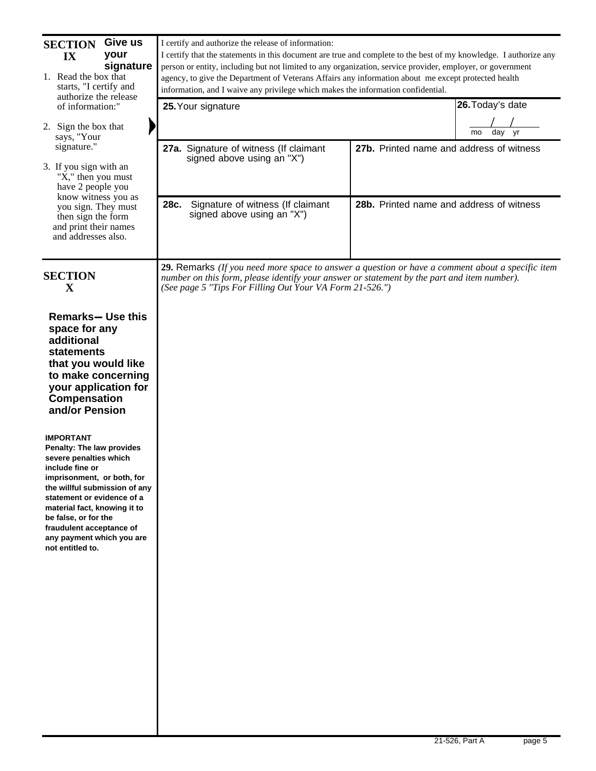## SECTION IX Give us your signature

1. Read the box that starts, "I certify and authorize the release of information:"
2. Sign the box that says, "Your signature."
3. If you sign with an "X," then you must have 2 people you know witness you as you sign. They must then sign the form and print their names and addresses also.

I certify and authorize the release of information:
I certify that the statements in this document are true and complete to the best of my knowledge. I authorize any person or entity, including but not limited to any organization, service provider, employer, or government agency, to give the Department of Veterans Affairs any information about me except protected health information, and I waive any privilege which makes the information confidential.

| | |
|---|---|
| **25.** Your signature | **26.** Today's date<br>___/___/___<br>mo day yr |
| **27a.** Signature of witness (If claimant signed above using an "X") | **27b.** Printed name and address of witness |
| **28c.** Signature of witness (If claimant signed above using an "X") | **28b.** Printed name and address of witness |

## SECTION X

**Remarks— Use this space for any additional statements that you would like to make concerning your application for Compensation and/or Pension**

**IMPORTANT**
**Penalty: The law provides severe penalties which include fine or imprisonment, or both, for the willful submission of any statement or evidence of a material fact, knowing it to be false, or for the fraudulent acceptance of any payment which you are not entitled to.**

**29.** Remarks *(If you need more space to answer a question or have a comment about a specific item number on this form, please identify your answer or statement by the part and item number). (See page 5 "Tips For Filling Out Your VA Form 21-526.")*

21-526, Part A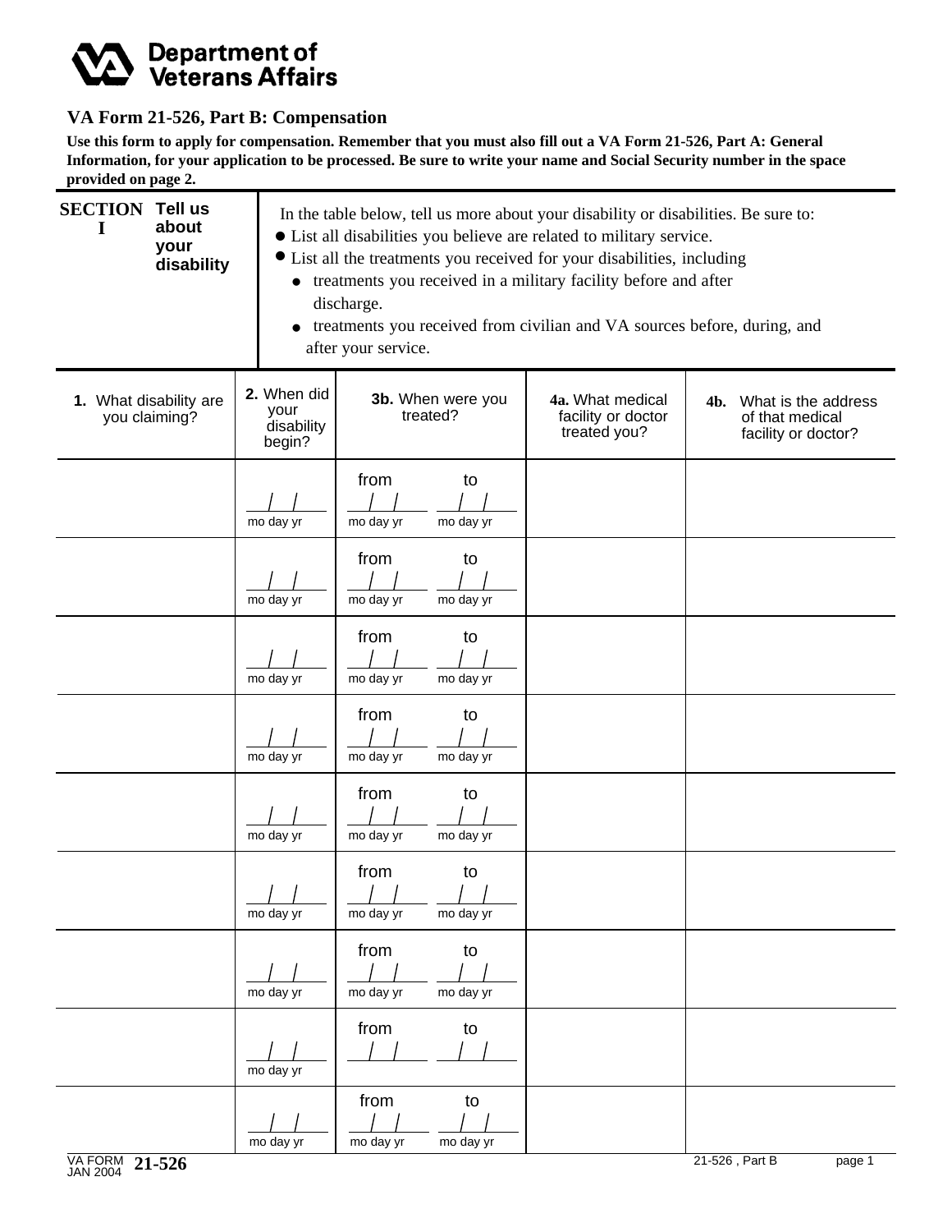**Department of Veterans Affairs**

## VA Form 21-526, Part B: Compensation

**Use this form to apply for compensation. Remember that you must also fill out a VA Form 21-526, Part A: General Information, for your application to be processed. Be sure to write your name and Social Security number in the space provided on page 2.**

### SECTION I Tell us about your disability

In the table below, tell us more about your disability or disabilities. Be sure to:

- List all disabilities you believe are related to military service.
- List all the treatments you received for your disabilities, including
  - treatments you received in a military facility before and after discharge.
  - treatments you received from civilian and VA sources before, during, and after your service.

| 1. What disability are you claiming? | 2. When did your disability begin? | 3b. When were you treated? | 4a. What medical facility or doctor treated you? | 4b. What is the address of that medical facility or doctor? |
|---|---|---|---|---|
| | \_\_/\_\_/\_\_ mo day yr | from \_\_/\_\_/\_\_ mo day yr to \_\_/\_\_/\_\_ mo day yr | | |
| | \_\_/\_\_/\_\_ mo day yr | from \_\_/\_\_/\_\_ mo day yr to \_\_/\_\_/\_\_ mo day yr | | |
| | \_\_/\_\_/\_\_ mo day yr | from \_\_/\_\_/\_\_ mo day yr to \_\_/\_\_/\_\_ mo day yr | | |
| | \_\_/\_\_/\_\_ mo day yr | from \_\_/\_\_/\_\_ mo day yr to \_\_/\_\_/\_\_ mo day yr | | |
| | \_\_/\_\_/\_\_ mo day yr | from \_\_/\_\_/\_\_ mo day yr to \_\_/\_\_/\_\_ mo day yr | | |
| | \_\_/\_\_/\_\_ mo day yr | from \_\_/\_\_/\_\_ mo day yr to \_\_/\_\_/\_\_ mo day yr | | |
| | \_\_/\_\_/\_\_ mo day yr | from \_\_/\_\_/\_\_ mo day yr to \_\_/\_\_/\_\_ mo day yr | | |
| | \_\_/\_\_/\_\_ mo day yr | from \_\_/\_\_/\_\_ to \_\_/\_\_/\_\_ | | |
| | \_\_/\_\_/\_\_ mo day yr | from \_\_/\_\_/\_\_ mo day yr to \_\_/\_\_/\_\_ mo day yr | | |

VA FORM 21-526
JAN 2004

21-526 , Part B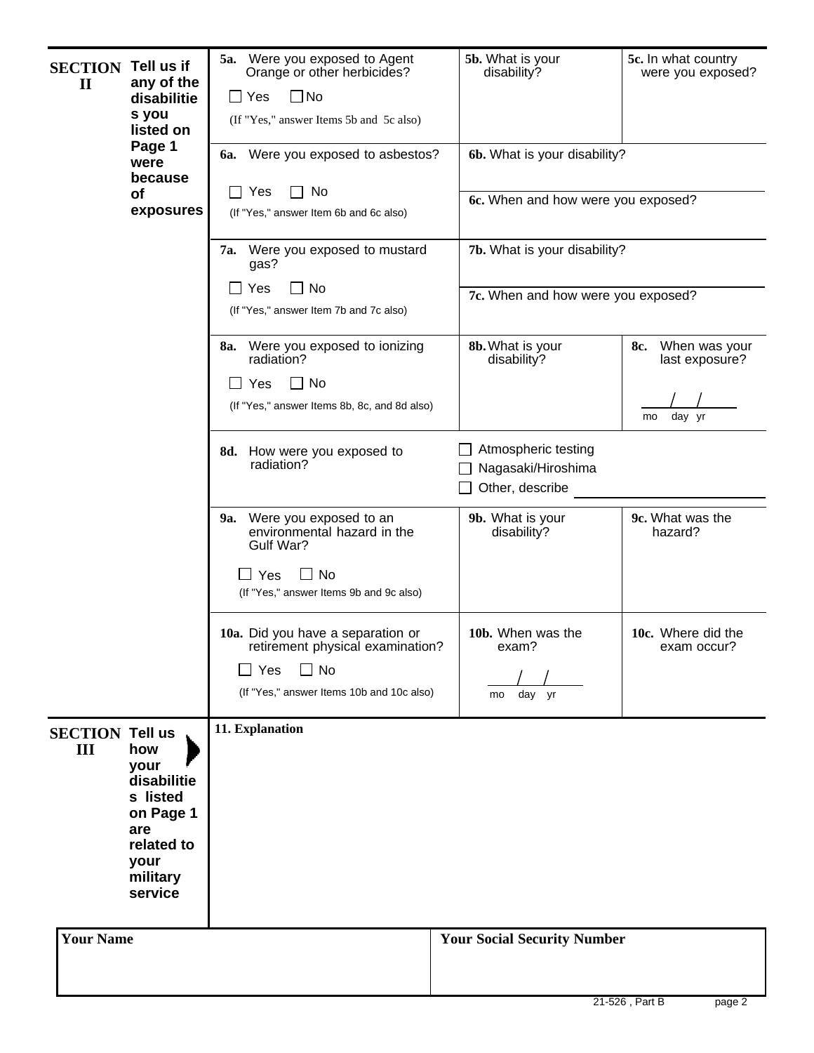**SECTION II** **Tell us if any of the disabilities you listed on Page 1 were because of exposures**

| | | |
|---|---|---|
| **5a.** Were you exposed to Agent Orange or other herbicides?<br>☐ Yes ☐ No<br>(If "Yes," answer Items 5b and 5c also) | **5b.** What is your disability? | **5c.** In what country were you exposed? |
| **6a.** Were you exposed to asbestos?<br>☐ Yes ☐ No<br>(If "Yes," answer Item 6b and 6c also) | **6b.** What is your disability?<br>**6c.** When and how were you exposed? | |
| **7a.** Were you exposed to mustard gas?<br>☐ Yes ☐ No<br>(If "Yes," answer Item 7b and 7c also) | **7b.** What is your disability?<br>**7c.** When and how were you exposed? | |
| **8a.** Were you exposed to ionizing radiation?<br>☐ Yes ☐ No<br>(If "Yes," answer Items 8b, 8c, and 8d also) | **8b.** What is your disability? | **8c.** When was your last exposure?<br>/ /<br>mo day yr |
| **8d.** How were you exposed to radiation? | ☐ Atmospheric testing<br>☐ Nagasaki/Hiroshima<br>☐ Other, describe | |
| **9a.** Were you exposed to an environmental hazard in the Gulf War?<br>☐ Yes ☐ No<br>(If "Yes," answer Items 9b and 9c also) | **9b.** What is your disability? | **9c.** What was the hazard? |
| **10a.** Did you have a separation or retirement physical examination?<br>☐ Yes ☐ No<br>(If "Yes," answer Items 10b and 10c also) | **10b.** When was the exam?<br>/ /<br>mo day yr | **10c.** Where did the exam occur? |

**SECTION III** **Tell us how your disabilities listed on Page 1 are related to your military service**

**11. Explanation**

| **Your Name** | **Your Social Security Number** |
|---|---|
| | |

21-526 , Part B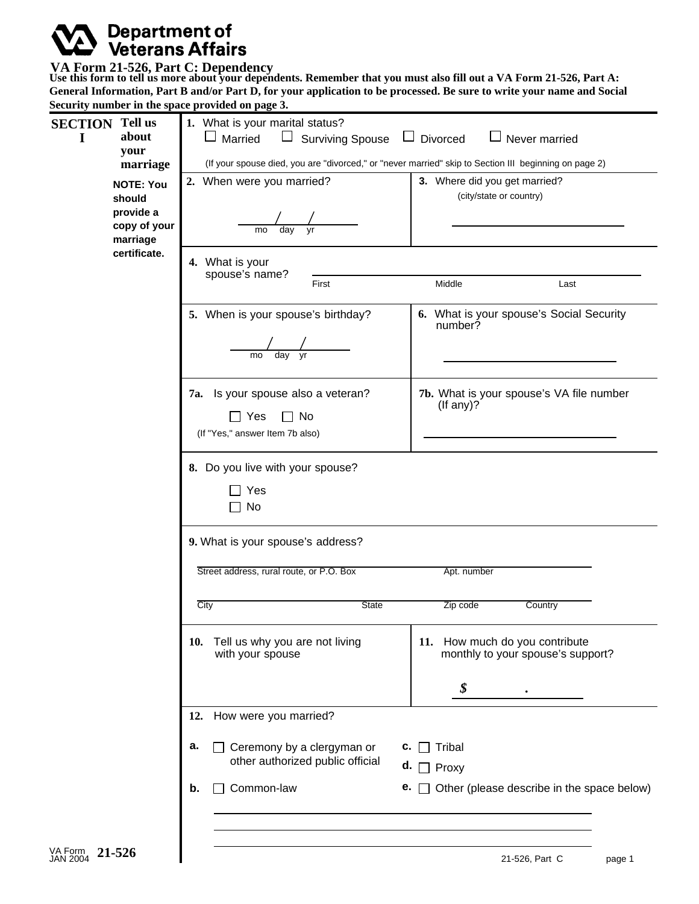# Department of Veterans Affairs

## VA Form 21-526, Part C: Dependency

**Use this form to tell us more about your dependents. Remember that you must also fill out a VA Form 21-526, Part A: General Information, Part B and/or Part D, for your application to be processed. Be sure to write your name and Social Security number in the space provided on page 3.**

## SECTION I Tell us about your marriage

**NOTE: You should provide a copy of your marriage certificate.**

**1.** What is your marital status?

☐ Married ☐ Surviving Spouse ☐ Divorced ☐ Never married

(If your spouse died, you are "divorced," or "never married" skip to Section III beginning on page 2)

**2.** When were you married?

_____ / _____ / _____
mo day yr

**3.** Where did you get married?
(city/state or country)

_______________________

**4.** What is your spouse's name?

_______________________
First Middle Last

**5.** When is your spouse's birthday?

_____ / _____ / _____
mo day yr

**6.** What is your spouse's Social Security number?

_______________________

**7a.** Is your spouse also a veteran?

☐ Yes ☐ No

(If "Yes," answer Item 7b also)

**7b.** What is your spouse's VA file number (If any)?

_______________________

**8.** Do you live with your spouse?

☐ Yes
☐ No

**9.** What is your spouse's address?

_______________________
Street address, rural route, or P.O. Box Apt. number

_______________________
City State Zip code Country

**10.** Tell us why you are not living with your spouse

**11.** How much do you contribute monthly to your spouse's support?

**$** _______ . _______

**12.** How were you married?

**a.** ☐ Ceremony by a clergyman or other authorized public official

**b.** ☐ Common-law

**c.** ☐ Tribal

**d.** ☐ Proxy

**e.** ☐ Other (please describe in the space below)

_______________________

_______________________

_______________________

VA Form JAN 2004 **21-526** 21-526, Part C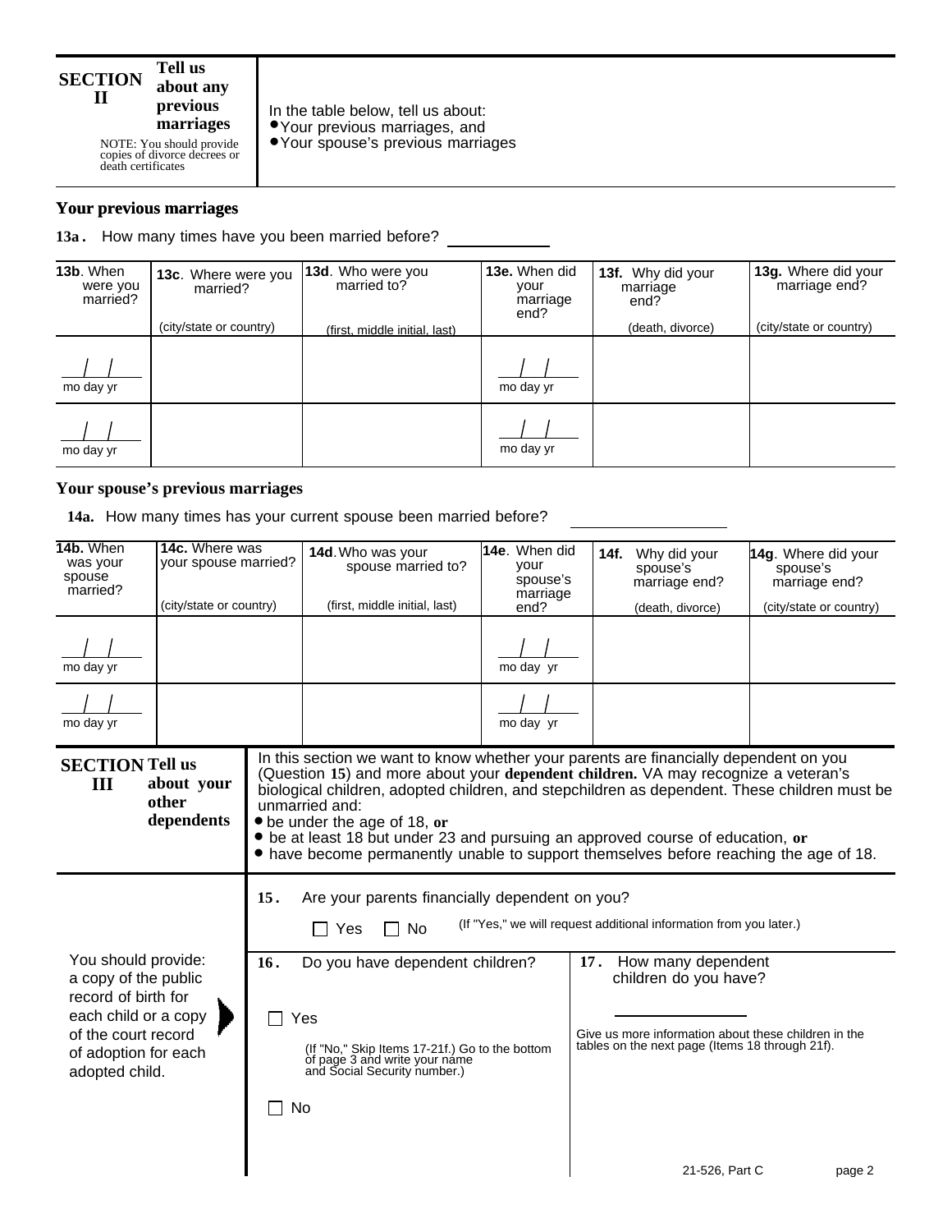## SECTION II — Tell us about any previous marriages

NOTE: You should provide copies of divorce decrees or death certificates

In the table below, tell us about:
- Your previous marriages, and
- Your spouse's previous marriages

### Your previous marriages

**13a.** How many times have you been married before? ___________

| **13b**. When were you married? | **13c**. Where were you married? (city/state or country) | **13d**. Who were you married to? (first, middle initial, last) | **13e.** When did your marriage end? | **13f.** Why did your marriage end? (death, divorce) | **13g.** Where did your marriage end? (city/state or country) |
|---|---|---|---|---|---|
| __/__/__ mo day yr | | | __/__/__ mo day yr | | |
| __/__/__ mo day yr | | | __/__/__ mo day yr | | |

### Your spouse's previous marriages

**14a.** How many times has your current spouse been married before? ___________

| **14b.** When was your spouse married? | **14c.** Where was your spouse married? (city/state or country) | **14d.** Who was your spouse married to? (first, middle initial, last) | **14e**. When did your spouse's marriage end? | **14f.** Why did your spouse's marriage end? (death, divorce) | **14g**. Where did your spouse's marriage end? (city/state or country) |
|---|---|---|---|---|---|
| __/__/__ mo day yr | | | __/__/__ mo day yr | | |
| __/__/__ mo day yr | | | __/__/__ mo day yr | | |

## SECTION III — Tell us about your other dependents

In this section we want to know whether your parents are financially dependent on you (Question **15**) and more about your **dependent children.** VA may recognize a veteran's biological children, adopted children, and stepchildren as dependent. These children must be unmarried and:

- be under the age of 18, **or**
- be at least 18 but under 23 and pursuing an approved course of education, **or**
- have become permanently unable to support themselves before reaching the age of 18.

**15.** Are your parents financially dependent on you?

☐ Yes ☐ No (If "Yes," we will request additional information from you later.)

You should provide: a copy of the public record of birth for each child or a copy of the court record of adoption for each adopted child.

**16.** Do you have dependent children?

☐ Yes

(If "No," Skip Items 17-21f.) Go to the bottom of page 3 and write your name and Social Security number.)

☐ No

**17.** How many dependent children do you have?

___________

Give us more information about these children in the tables on the next page (Items 18 through 21f).

21-526, Part C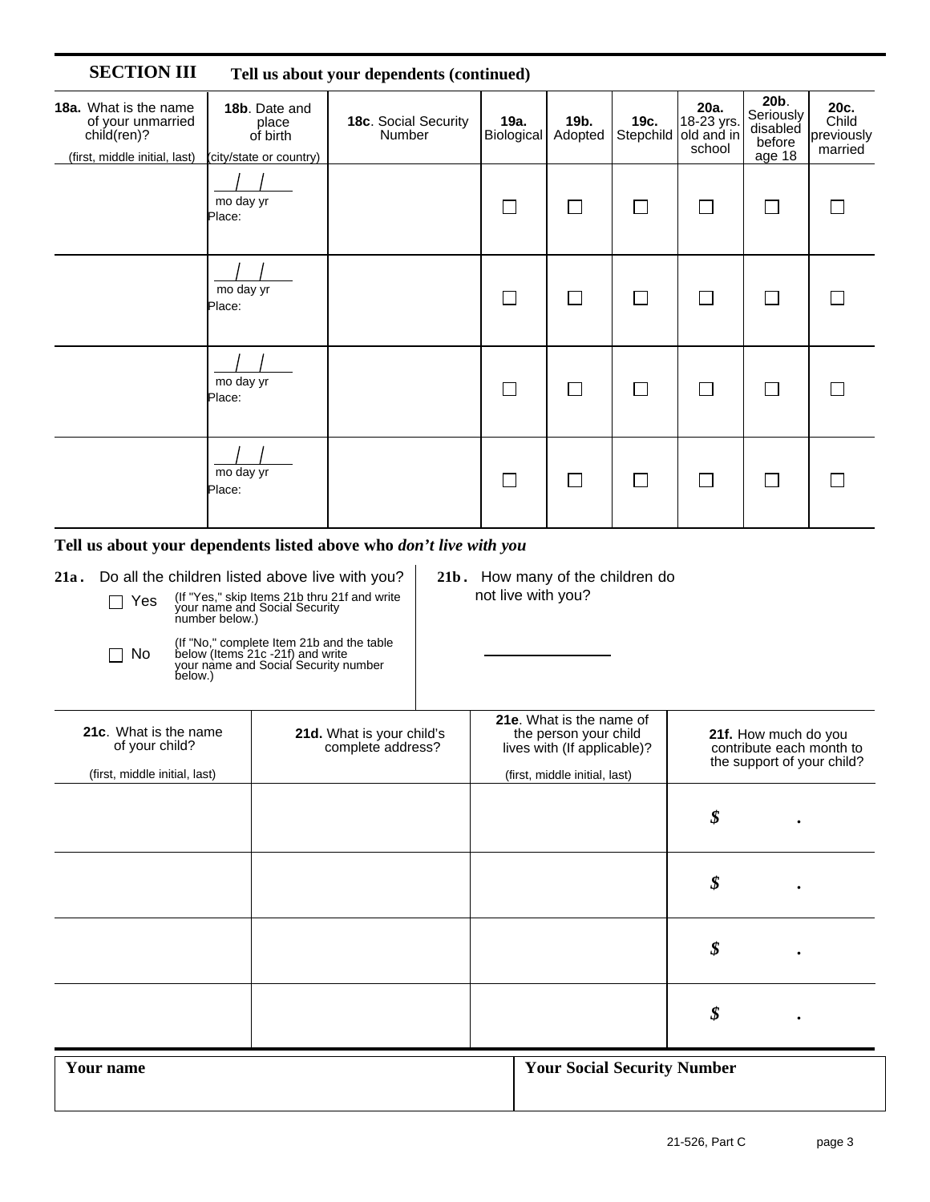## SECTION III Tell us about your dependents (continued)

| 18a. What is the name of your unmarried child(ren)? (first, middle initial, last) | 18b. Date and place of birth (city/state or country) | 18c. Social Security Number | 19a. Biological | 19b. Adopted | 19c. Stepchild | 20a. 18-23 yrs. old and in school | 20b. Seriously disabled before age 18 | 20c. Child previously married |
|---|---|---|---|---|---|---|---|---|
| | / / mo day yr Place: | | ☐ | ☐ | ☐ | ☐ | ☐ | ☐ |
| | / / mo day yr Place: | | ☐ | ☐ | ☐ | ☐ | ☐ | ☐ |
| | / / mo day yr Place: | | ☐ | ☐ | ☐ | ☐ | ☐ | ☐ |
| | / / mo day yr Place: | | ☐ | ☐ | ☐ | ☐ | ☐ | ☐ |

### Tell us about your dependents listed above who *don't live with you*

**21a.** Do all the children listed above live with you?

☐ Yes (If "Yes," skip Items 21b thru 21f and write your name and Social Security number below.)

☐ No (If "No," complete Item 21b and the table below (Items 21c -21f) and write your name and Social Security number below.)

**21b.** How many of the children do not live with you?

_______________

| 21c. What is the name of your child? (first, middle initial, last) | 21d. What is your child's complete address? | 21e. What is the name of the person your child lives with (If applicable)? (first, middle initial, last) | 21f. How much do you contribute each month to the support of your child? |
|---|---|---|---|
| | | | $ . |
| | | | $ . |
| | | | $ . |
| | | | $ . |

| Your name | Your Social Security Number |
|---|---|
| | |

21-526, Part C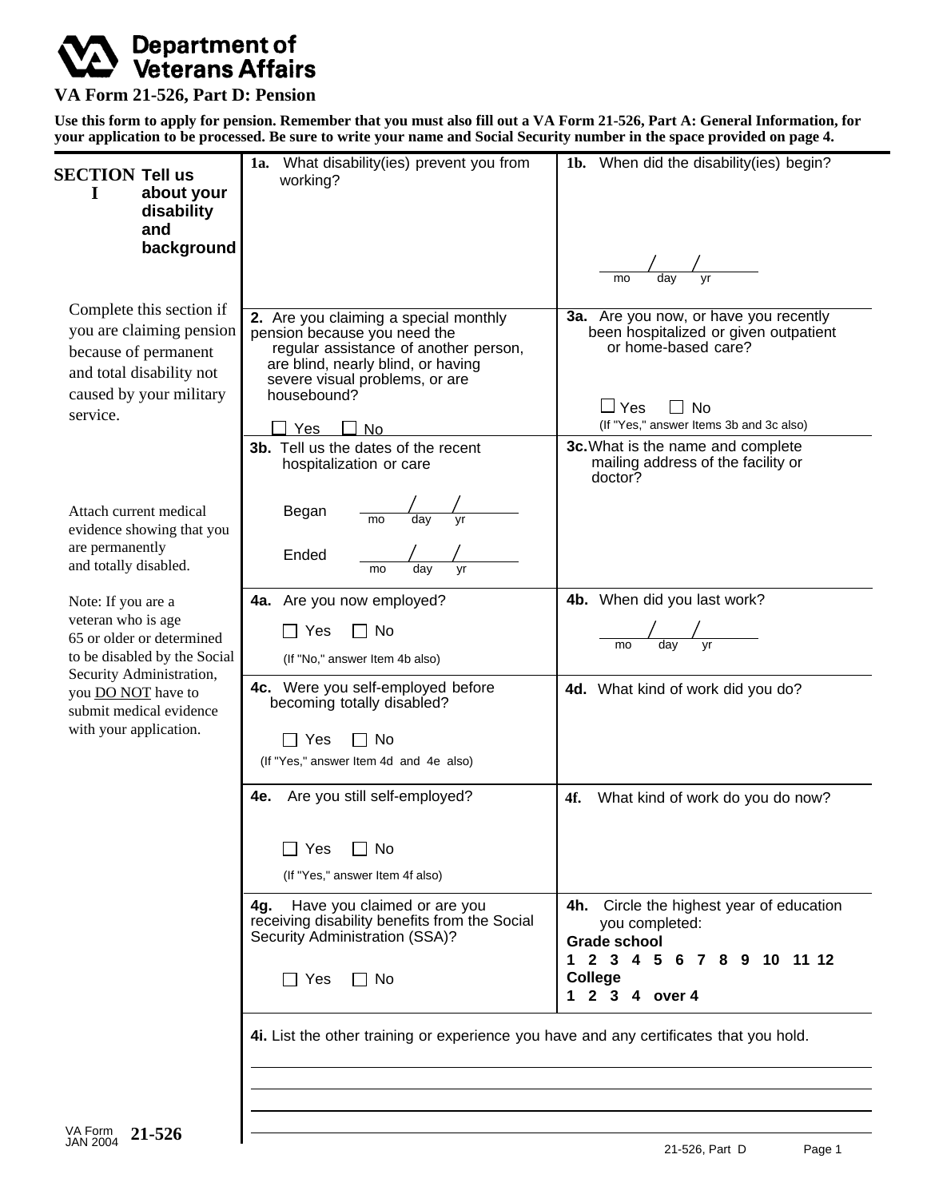# Department of Veterans Affairs

## VA Form 21-526, Part D: Pension

**Use this form to apply for pension. Remember that you must also fill out a VA Form 21-526, Part A: General Information, for your application to be processed. Be sure to write your name and Social Security number in the space provided on page 4.**

### SECTION I Tell us about your disability and background

Complete this section if you are claiming pension because of permanent and total disability not caused by your military service.

Attach current medical evidence showing that you are permanently and totally disabled.

Note: If you are a veteran who is age 65 or older or determined to be disabled by the Social Security Administration, you DO NOT have to submit medical evidence with your application.

**1a.** What disability(ies) prevent you from working?

**1b.** When did the disability(ies) begin?

___/___/___ (mo day yr)

**2.** Are you claiming a special monthly pension because you need the regular assistance of another person, are blind, nearly blind, or having severe visual problems, or are housebound?

☐ Yes ☐ No

**3a.** Are you now, or have you recently been hospitalized or given outpatient or home-based care?

☐ Yes ☐ No

(If "Yes," answer Items 3b and 3c also)

**3b.** Tell us the dates of the recent hospitalization or care

Began ___/___/___ (mo day yr)

Ended ___/___/___ (mo day yr)

**3c.** What is the name and complete mailing address of the facility or doctor?

**4a.** Are you now employed?

☐ Yes ☐ No

(If "No," answer Item 4b also)

**4b.** When did you last work?

___/___/___ (mo day yr)

**4c.** Were you self-employed before becoming totally disabled?

☐ Yes ☐ No

(If "Yes," answer Item 4d and 4e also)

**4d.** What kind of work did you do?

**4e.** Are you still self-employed?

☐ Yes ☐ No

(If "Yes," answer Item 4f also)

**4f.** What kind of work do you do now?

**4g.** Have you claimed or are you receiving disability benefits from the Social Security Administration (SSA)?

☐ Yes ☐ No

**4h.** Circle the highest year of education you completed:

**Grade school**
**1 2 3 4 5 6 7 8 9 10 11 12**
**College**
**1 2 3 4 over 4**

**4i.** List the other training or experience you have and any certificates that you hold.

VA Form 21-526 JAN 2004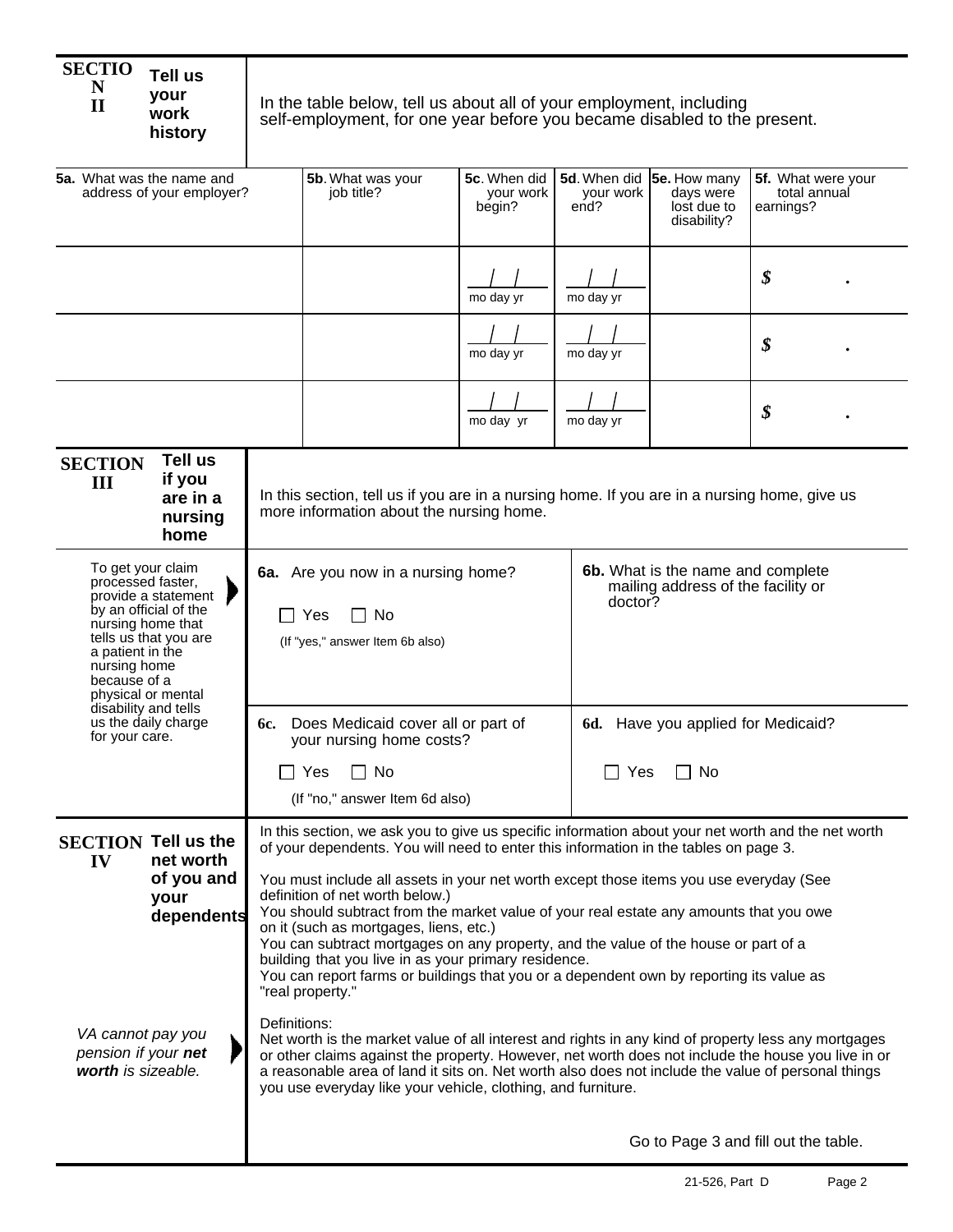## SECTION II Tell us your work history

In the table below, tell us about all of your employment, including self-employment, for one year before you became disabled to the present.

| 5a. What was the name and address of your employer? | 5b. What was your job title? | 5c. When did your work begin? | 5d. When did your work end? | 5e. How many days were lost due to disability? | 5f. What were your total annual earnings? |
|---|---|---|---|---|---|
| | | / / mo day yr | / / mo day yr | | $ . |
| | | / / mo day yr | / / mo day yr | | $ . |
| | | / / mo day yr | / / mo day yr | | $ . |

## SECTION III Tell us if you are in a nursing home

In this section, tell us if you are in a nursing home. If you are in a nursing home, give us more information about the nursing home.

To get your claim processed faster, provide a statement by an official of the nursing home that tells us that you are a patient in the nursing home because of a physical or mental disability and tells us the daily charge for your care.

**6a.** Are you now in a nursing home?

☐ Yes ☐ No

(If "yes," answer Item 6b also)

**6b.** What is the name and complete mailing address of the facility or doctor?

**6c.** Does Medicaid cover all or part of your nursing home costs?

☐ Yes ☐ No

(If "no," answer Item 6d also)

**6d.** Have you applied for Medicaid?

☐ Yes ☐ No

## SECTION IV Tell us the net worth of you and your dependents

In this section, we ask you to give us specific information about your net worth and the net worth of your dependents. You will need to enter this information in the tables on page 3.

You must include all assets in your net worth except those items you use everyday (See definition of net worth below.)
You should subtract from the market value of your real estate any amounts that you owe on it (such as mortgages, liens, etc.)
You can subtract mortgages on any property, and the value of the house or part of a building that you live in as your primary residence.
You can report farms or buildings that you or a dependent own by reporting its value as "real property."

*VA cannot pay you pension if your* ***net worth*** *is sizeable.*

Definitions:
Net worth is the market value of all interest and rights in any kind of property less any mortgages or other claims against the property. However, net worth does not include the house you live in or a reasonable area of land it sits on. Net worth also does not include the value of personal things you use everyday like your vehicle, clothing, and furniture.

Go to Page 3 and fill out the table.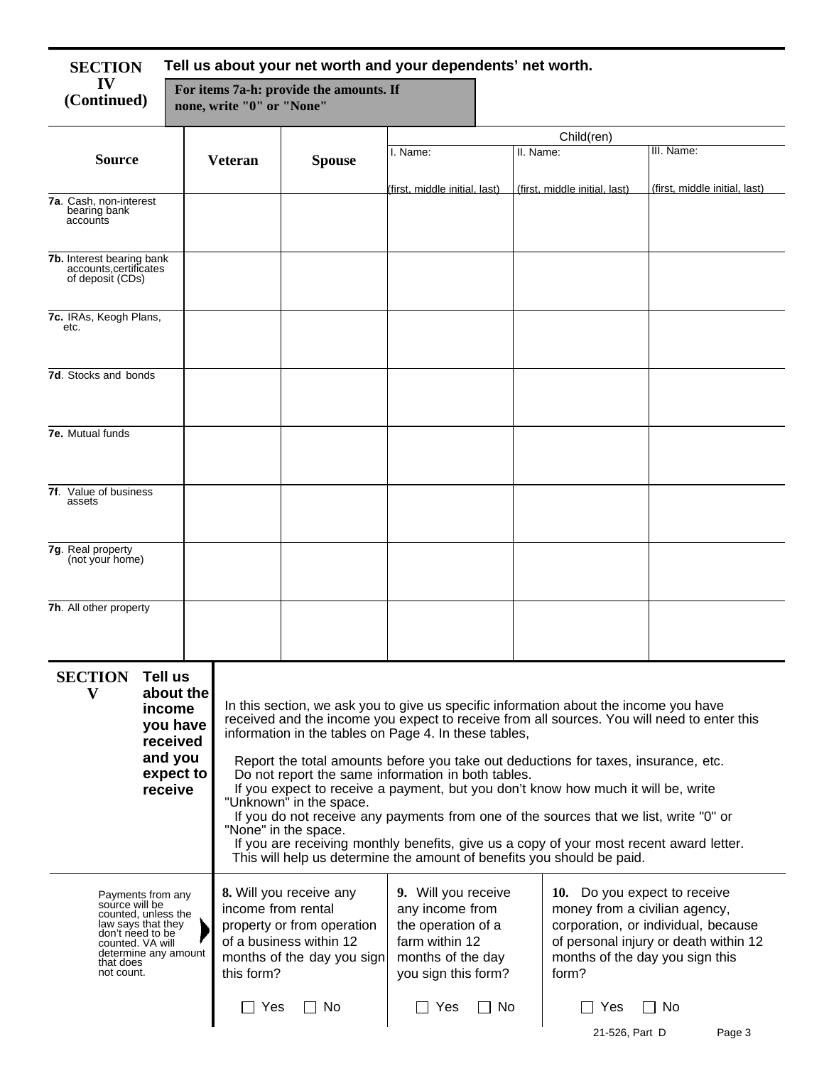## SECTION IV (Continued)

**Tell us about your net worth and your dependents' net worth.**

**For items 7a-h: provide the amounts. If none, write "0" or "None"**

| Source | Veteran | Spouse | Child(ren) I. Name: (first, middle initial, last) | II. Name: (first, middle initial, last) | III. Name: (first, middle initial, last) |
|---|---|---|---|---|---|
| **7a**. Cash, non-interest bearing bank accounts | | | | | |
| **7b.** Interest bearing bank accounts, certificates of deposit (CDs) | | | | | |
| **7c.** IRAs, Keogh Plans, etc. | | | | | |
| **7d**. Stocks and bonds | | | | | |
| **7e.** Mutual funds | | | | | |
| **7f**. Value of business assets | | | | | |
| **7g**. Real property (not your home) | | | | | |
| **7h**. All other property | | | | | |

## SECTION V

**Tell us about the income you have received and you expect to receive**

In this section, we ask you to give us specific information about the income you have received and the income you expect to receive from all sources. You will need to enter this information in the tables on Page 4. In these tables,

- Report the total amounts before you take out deductions for taxes, insurance, etc.
- Do not report the same information in both tables.
- If you expect to receive a payment, but you don't know how much it will be, write "Unknown" in the space.
- If you do not receive any payments from one of the sources that we list, write "0" or "None" in the space.
- If you are receiving monthly benefits, give us a copy of your most recent award letter. This will help us determine the amount of benefits you should be paid.

Payments from any source will be counted, unless the law says that they don't need to be counted. VA will determine any amount that does not count.

**8.** Will you receive any income from rental property or from operation of a business within 12 months of the day you sign this form?

☐ Yes ☐ No

**9.** Will you receive any income from the operation of a farm within 12 months of the day you sign this form?

☐ Yes ☐ No

**10.** Do you expect to receive money from a civilian agency, corporation, or individual, because of personal injury or death within 12 months of the day you sign this form?

☐ Yes ☐ No

21-526, Part D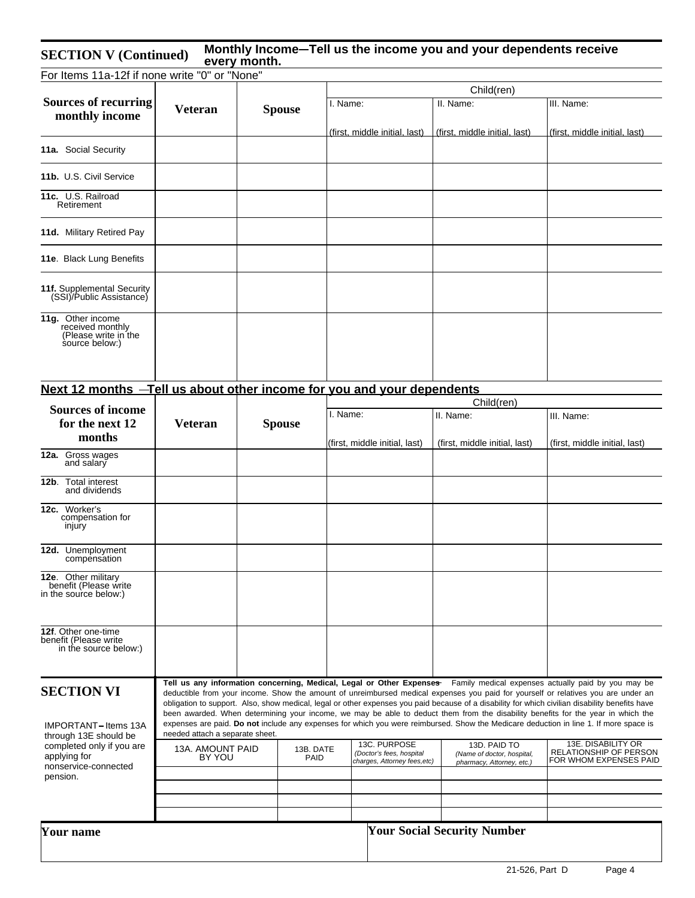## SECTION V (Continued) Monthly Income—Tell us the income you and your dependents receive every month.

For Items 11a-12f if none write "0" or "None"

| Sources of recurring monthly income | Veteran | Spouse | Child(ren) I. Name: (first, middle initial, last) | Child(ren) II. Name: (first, middle initial, last) | Child(ren) III. Name: (first, middle initial, last) |
|---|---|---|---|---|---|
| 11a. Social Security | | | | | |
| 11b. U.S. Civil Service | | | | | |
| 11c. U.S. Railroad Retirement | | | | | |
| 11d. Military Retired Pay | | | | | |
| 11e. Black Lung Benefits | | | | | |
| 11f. Supplemental Security (SSI)/Public Assistance) | | | | | |
| 11g. Other income received monthly (Please write in the source below:) | | | | | |

## Next 12 months —Tell us about other income for you and your dependents

| Sources of income for the next 12 months | Veteran | Spouse | Child(ren) I. Name: (first, middle initial, last) | Child(ren) II. Name: (first, middle initial, last) | Child(ren) III. Name: (first, middle initial, last) |
|---|---|---|---|---|---|
| 12a. Gross wages and salary | | | | | |
| 12b. Total interest and dividends | | | | | |
| 12c. Worker's compensation for injury | | | | | |
| 12d. Unemployment compensation | | | | | |
| 12e. Other military benefit (Please write in the source below:) | | | | | |
| 12f. Other one-time benefit (Please write in the source below:) | | | | | |

## SECTION VI

IMPORTANT – Items 13A through 13E should be completed only if you are applying for nonservice-connected pension.

**Tell us any information concerning, Medical, Legal or Other Expenses**— Family medical expenses actually paid by you may be deductible from your income. Show the amount of unreimbursed medical expenses you paid for yourself or relatives you are under an obligation to support. Also, show medical, legal or other expenses you paid because of a disability for which civilian disability benefits have been awarded. When determining your income, we may be able to deduct them from the disability benefits for the year in which the expenses are paid. **Do not** include any expenses for which you were reimbursed. Show the Medicare deduction in line 1. If more space is needed attach a separate sheet.

| 13A. AMOUNT PAID BY YOU | 13B. DATE PAID | 13C. PURPOSE *(Doctor's fees, hospital charges, Attorney fees,etc)* | 13D. PAID TO *(Name of doctor, hospital, pharmacy, Attorney, etc.)* | 13E. DISABILITY OR RELATIONSHIP OF PERSON FOR WHOM EXPENSES PAID |
|---|---|---|---|---|
| | | | | |
| | | | | |
| | | | | |
| | | | | |

| Your name | Your Social Security Number |
|---|---|
| | |

21-526, Part D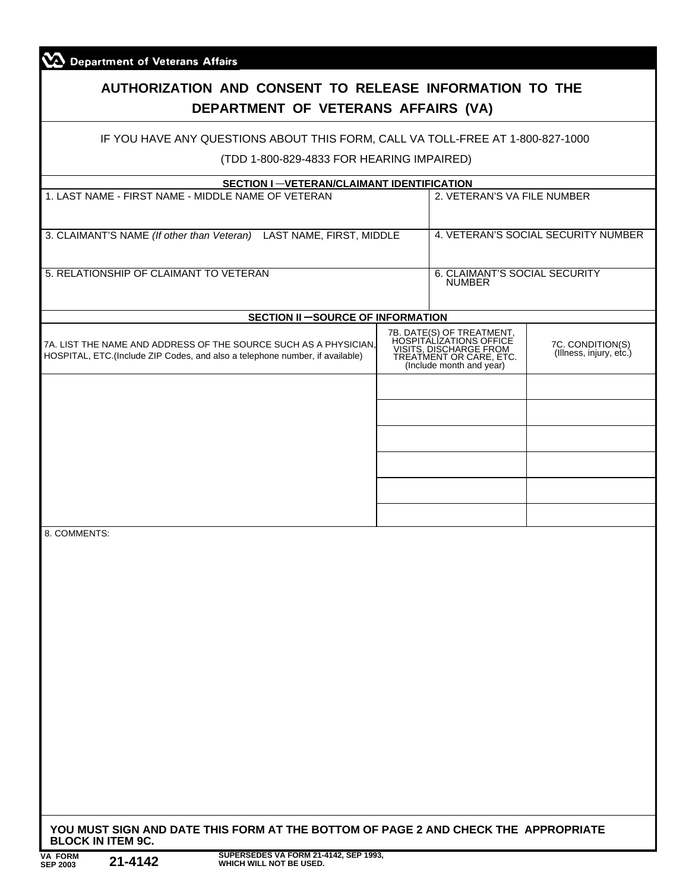Department of Veterans Affairs

# AUTHORIZATION AND CONSENT TO RELEASE INFORMATION TO THE DEPARTMENT OF VETERANS AFFAIRS (VA)

IF YOU HAVE ANY QUESTIONS ABOUT THIS FORM, CALL VA TOLL-FREE AT 1-800-827-1000

(TDD 1-800-829-4833 FOR HEARING IMPAIRED)

## SECTION I — VETERAN/CLAIMANT IDENTIFICATION

| | |
|---|---|
| 1. LAST NAME - FIRST NAME - MIDDLE NAME OF VETERAN | 2. VETERAN'S VA FILE NUMBER |
| 3. CLAIMANT'S NAME *(If other than Veteran)* LAST NAME, FIRST, MIDDLE | 4. VETERAN'S SOCIAL SECURITY NUMBER |
| 5. RELATIONSHIP OF CLAIMANT TO VETERAN | 6. CLAIMANT'S SOCIAL SECURITY NUMBER |

## SECTION II — SOURCE OF INFORMATION

| 7A. LIST THE NAME AND ADDRESS OF THE SOURCE SUCH AS A PHYSICIAN, HOSPITAL, ETC.(Include ZIP Codes, and also a telephone number, if available) | 7B. DATE(S) OF TREATMENT, HOSPITALIZATIONS OFFICE VISITS, DISCHARGE FROM TREATMENT OR CARE, ETC. (Include month and year) | 7C. CONDITION(S) (Illness, injury, etc.) |
|---|---|---|
| | | |
| | | |
| | | |
| | | |
| | | |
| | | |

8. COMMENTS:

**YOU MUST SIGN AND DATE THIS FORM AT THE BOTTOM OF PAGE 2 AND CHECK THE APPROPRIATE BLOCK IN ITEM 9C.**

VA FORM SEP 2003 **21-4142** SUPERSEDES VA FORM 21-4142, SEP 1993, WHICH WILL NOT BE USED.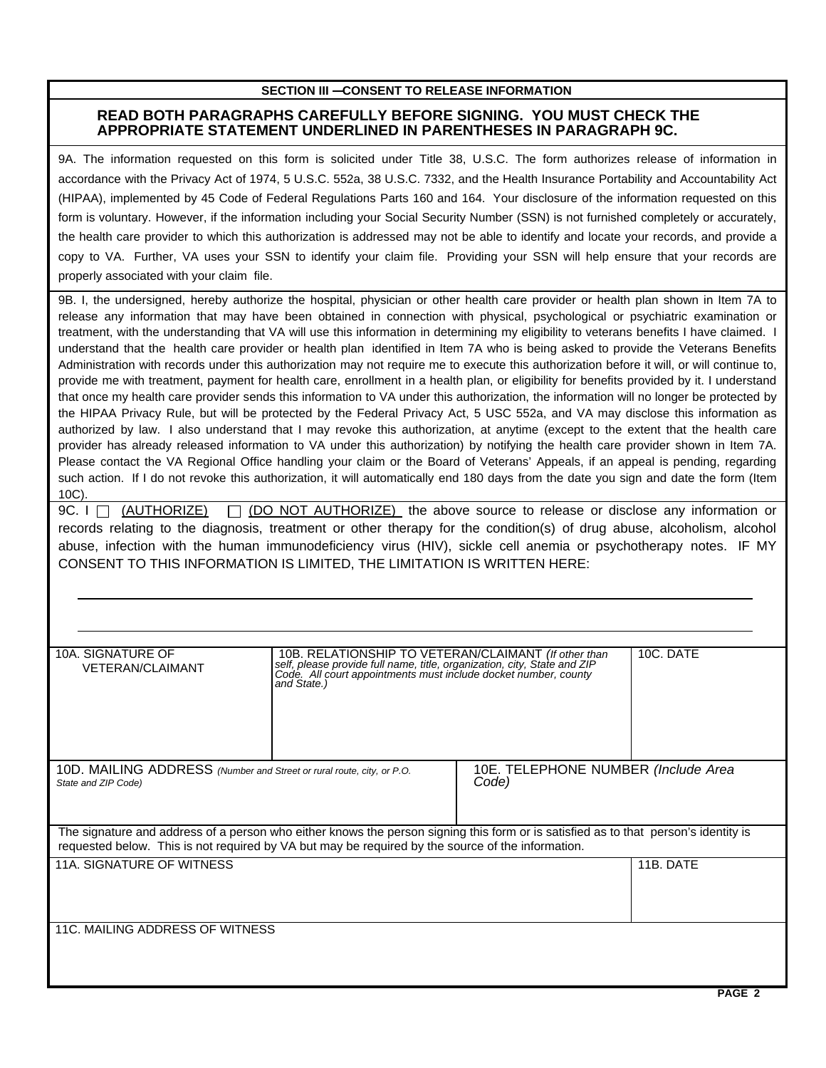## SECTION III —CONSENT TO RELEASE INFORMATION

**READ BOTH PARAGRAPHS CAREFULLY BEFORE SIGNING. YOU MUST CHECK THE APPROPRIATE STATEMENT UNDERLINED IN PARENTHESES IN PARAGRAPH 9C.**

9A. The information requested on this form is solicited under Title 38, U.S.C. The form authorizes release of information in accordance with the Privacy Act of 1974, 5 U.S.C. 552a, 38 U.S.C. 7332, and the Health Insurance Portability and Accountability Act (HIPAA), implemented by 45 Code of Federal Regulations Parts 160 and 164. Your disclosure of the information requested on this form is voluntary. However, if the information including your Social Security Number (SSN) is not furnished completely or accurately, the health care provider to which this authorization is addressed may not be able to identify and locate your records, and provide a copy to VA. Further, VA uses your SSN to identify your claim file. Providing your SSN will help ensure that your records are properly associated with your claim file.

9B. I, the undersigned, hereby authorize the hospital, physician or other health care provider or health plan shown in Item 7A to release any information that may have been obtained in connection with physical, psychological or psychiatric examination or treatment, with the understanding that VA will use this information in determining my eligibility to veterans benefits I have claimed. I understand that the health care provider or health plan identified in Item 7A who is being asked to provide the Veterans Benefits Administration with records under this authorization may not require me to execute this authorization before it will, or will continue to, provide me with treatment, payment for health care, enrollment in a health plan, or eligibility for benefits provided by it. I understand that once my health care provider sends this information to VA under this authorization, the information will no longer be protected by the HIPAA Privacy Rule, but will be protected by the Federal Privacy Act, 5 USC 552a, and VA may disclose this information as authorized by law. I also understand that I may revoke this authorization, at anytime (except to the extent that the health care provider has already released information to VA under this authorization) by notifying the health care provider shown in Item 7A. Please contact the VA Regional Office handling your claim or the Board of Veterans' Appeals, if an appeal is pending, regarding such action. If I do not revoke this authorization, it will automatically end 180 days from the date you sign and date the form (Item 10C).

9C. I ☐ (AUTHORIZE) ☐ (DO NOT AUTHORIZE) the above source to release or disclose any information or records relating to the diagnosis, treatment or other therapy for the condition(s) of drug abuse, alcoholism, alcohol abuse, infection with the human immunodeficiency virus (HIV), sickle cell anemia or psychotherapy notes. IF MY CONSENT TO THIS INFORMATION IS LIMITED, THE LIMITATION IS WRITTEN HERE:

| 10A. SIGNATURE OF VETERAN/CLAIMANT | 10B. RELATIONSHIP TO VETERAN/CLAIMANT *(If other than self, please provide full name, title, organization, city, State and ZIP Code. All court appointments must include docket number, county and State.)* | 10C. DATE |
|---|---|---|
| | | |

| 10D. MAILING ADDRESS *(Number and Street or rural route, city, or P.O. State and ZIP Code)* | 10E. TELEPHONE NUMBER *(Include Area Code)* |
|---|---|
| | |

The signature and address of a person who either knows the person signing this form or is satisfied as to that person's identity is requested below. This is not required by VA but may be required by the source of the information.

| 11A. SIGNATURE OF WITNESS | 11B. DATE |
|---|---|
| | |

11C. MAILING ADDRESS OF WITNESS